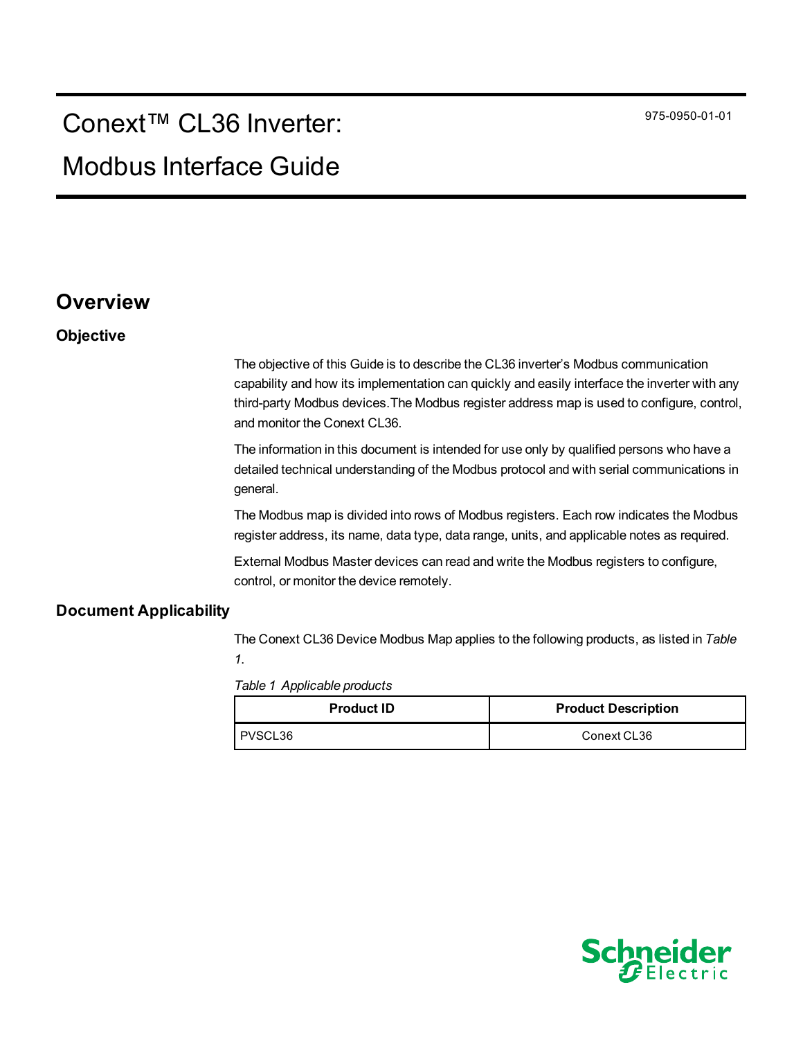# Conext™ CL36 Inverter: Modbus Interface Guide

975-0950-01-01

## Overview

### Objective

The objective of this Guide is to describe the CL36 inverter's Modbus communication capability and how its implementation can quickly and easily interface the inverter with any third-party Modbus devices.The Modbus register address map is used to configure, control, and monitor the Conext CL36.

The information in this document is intended for use only by qualified persons who have a detailed technical understanding of the Modbus protocol and with serial communications in general.

The Modbus map is divided into rows of Modbus registers. Each row indicates the Modbus register address, its name, data type, data range, units, and applicable notes as required.

External Modbus Master devices can read and write the Modbus registers to configure, control, or monitor the device remotely.

### Document Applicability

The Conext CL36 Device Modbus Map applies to the following products, as listed in *Table 1*.

*Table 1 Applicable products*

| Product ID | Product Description |
| --- | --- |
| PVSCL36 | Conext CL36 |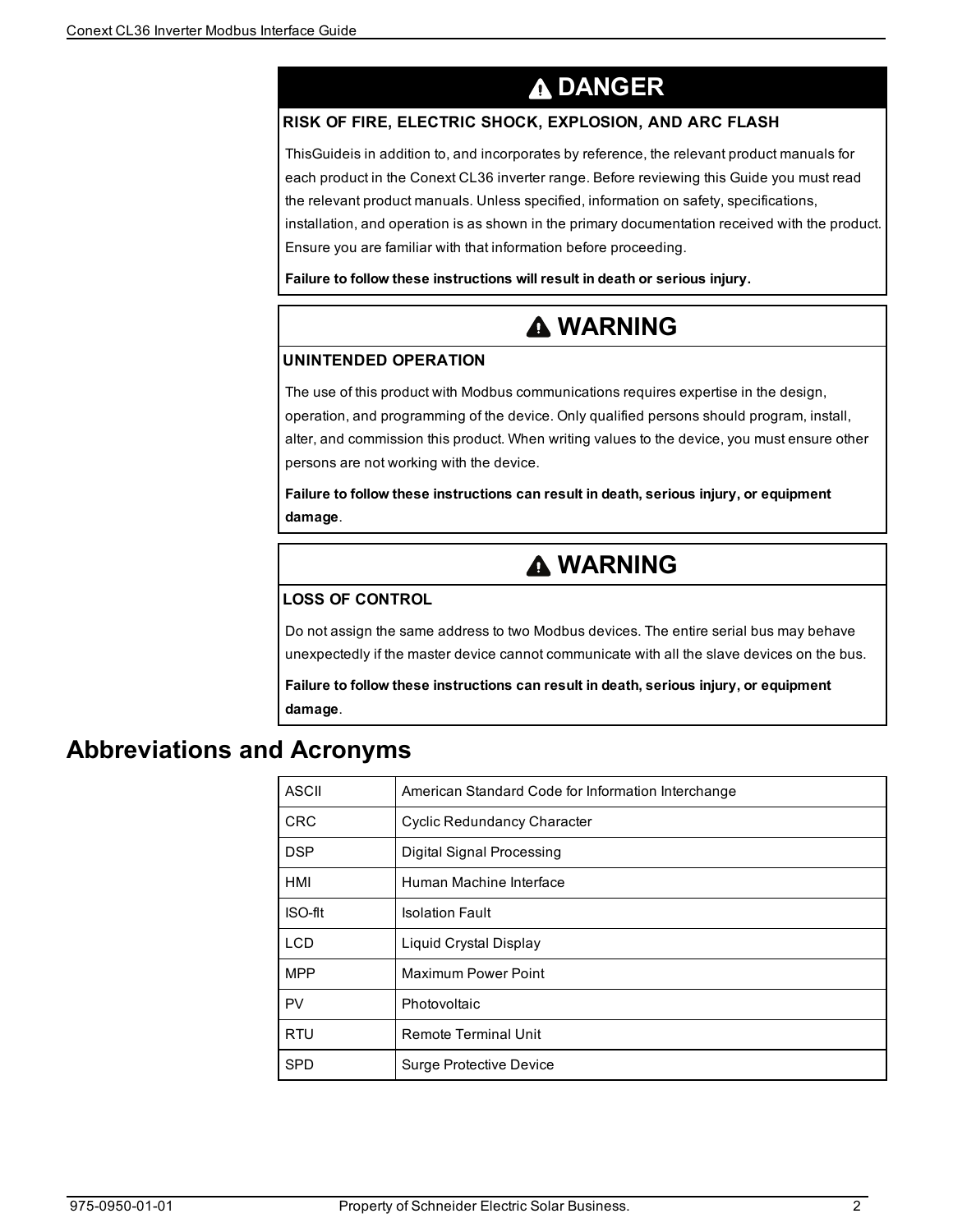## ⚠ DANGER

**RISK OF FIRE, ELECTRIC SHOCK, EXPLOSION, AND ARC FLASH**

ThisGuideis in addition to, and incorporates by reference, the relevant product manuals for each product in the Conext CL36 inverter range. Before reviewing this Guide you must read the relevant product manuals. Unless specified, information on safety, specifications, installation, and operation is as shown in the primary documentation received with the product. Ensure you are familiar with that information before proceeding.

**Failure to follow these instructions will result in death or serious injury.**

## ⚠ WARNING

**UNINTENDED OPERATION**

The use of this product with Modbus communications requires expertise in the design, operation, and programming of the device. Only qualified persons should program, install, alter, and commission this product. When writing values to the device, you must ensure other persons are not working with the device.

**Failure to follow these instructions can result in death, serious injury, or equipment damage**.

## ⚠ WARNING

**LOSS OF CONTROL**

Do not assign the same address to two Modbus devices. The entire serial bus may behave unexpectedly if the master device cannot communicate with all the slave devices on the bus.

**Failure to follow these instructions can result in death, serious injury, or equipment damage**.

# Abbreviations and Acronyms

| | |
|---|---|
| ASCII | American Standard Code for Information Interchange |
| CRC | Cyclic Redundancy Character |
| DSP | Digital Signal Processing |
| HMI | Human Machine Interface |
| ISO-flt | Isolation Fault |
| LCD | Liquid Crystal Display |
| MPP | Maximum Power Point |
| PV | Photovoltaic |
| RTU | Remote Terminal Unit |
| SPD | Surge Protective Device |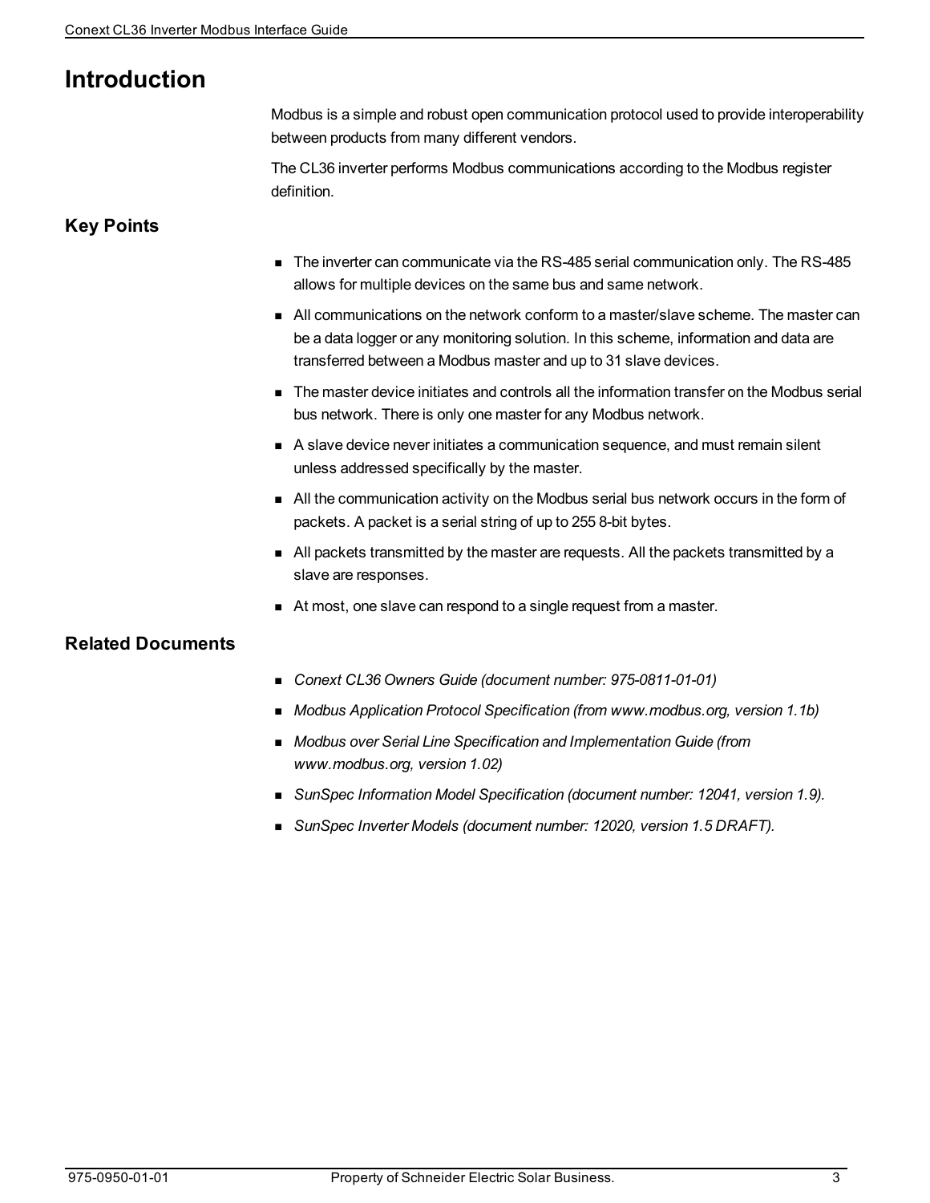# Introduction

Modbus is a simple and robust open communication protocol used to provide interoperability between products from many different vendors.

The CL36 inverter performs Modbus communications according to the Modbus register definition.

## Key Points

- The inverter can communicate via the RS-485 serial communication only. The RS-485 allows for multiple devices on the same bus and same network.
- All communications on the network conform to a master/slave scheme. The master can be a data logger or any monitoring solution. In this scheme, information and data are transferred between a Modbus master and up to 31 slave devices.
- The master device initiates and controls all the information transfer on the Modbus serial bus network. There is only one master for any Modbus network.
- A slave device never initiates a communication sequence, and must remain silent unless addressed specifically by the master.
- All the communication activity on the Modbus serial bus network occurs in the form of packets. A packet is a serial string of up to 255 8-bit bytes.
- All packets transmitted by the master are requests. All the packets transmitted by a slave are responses.
- At most, one slave can respond to a single request from a master.

## Related Documents

- *Conext CL36 Owners Guide (document number: 975-0811-01-01)*
- *Modbus Application Protocol Specification (from www.modbus.org, version 1.1b)*
- *Modbus over Serial Line Specification and Implementation Guide (from www.modbus.org, version 1.02)*
- *SunSpec Information Model Specification (document number: 12041, version 1.9).*
- *SunSpec Inverter Models (document number: 12020, version 1.5 DRAFT).*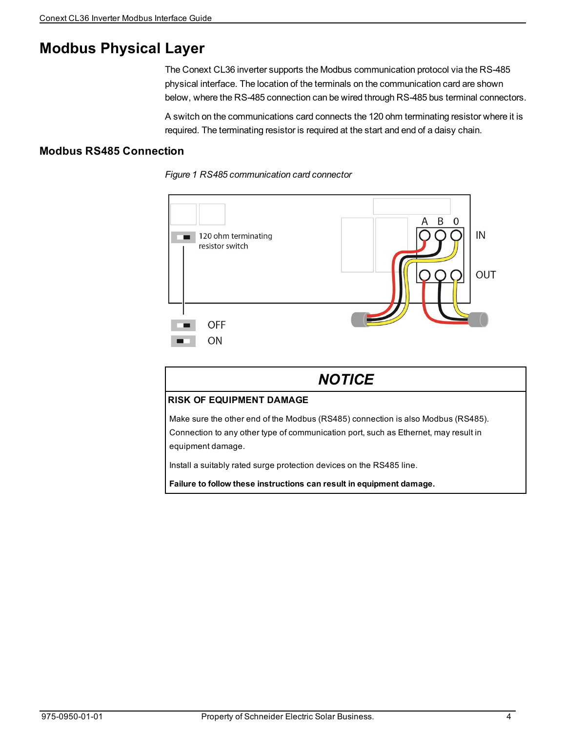# Modbus Physical Layer

The Conext CL36 inverter supports the Modbus communication protocol via the RS-485 physical interface. The location of the terminals on the communication card are shown below, where the RS-485 connection can be wired through RS-485 bus terminal connectors.

A switch on the communications card connects the 120 ohm terminating resistor where it is required. The terminating resistor is required at the start and end of a daisy chain.

## Modbus RS485 Connection

*Figure 1 RS485 communication card connector*

| NOTICE |
| --- |
| **RISK OF EQUIPMENT DAMAGE** |
| Make sure the other end of the Modbus (RS485) connection is also Modbus (RS485). Connection to any other type of communication port, such as Ethernet, may result in equipment damage. |
| Install a suitably rated surge protection devices on the RS485 line. |
| **Failure to follow these instructions can result in equipment damage.** |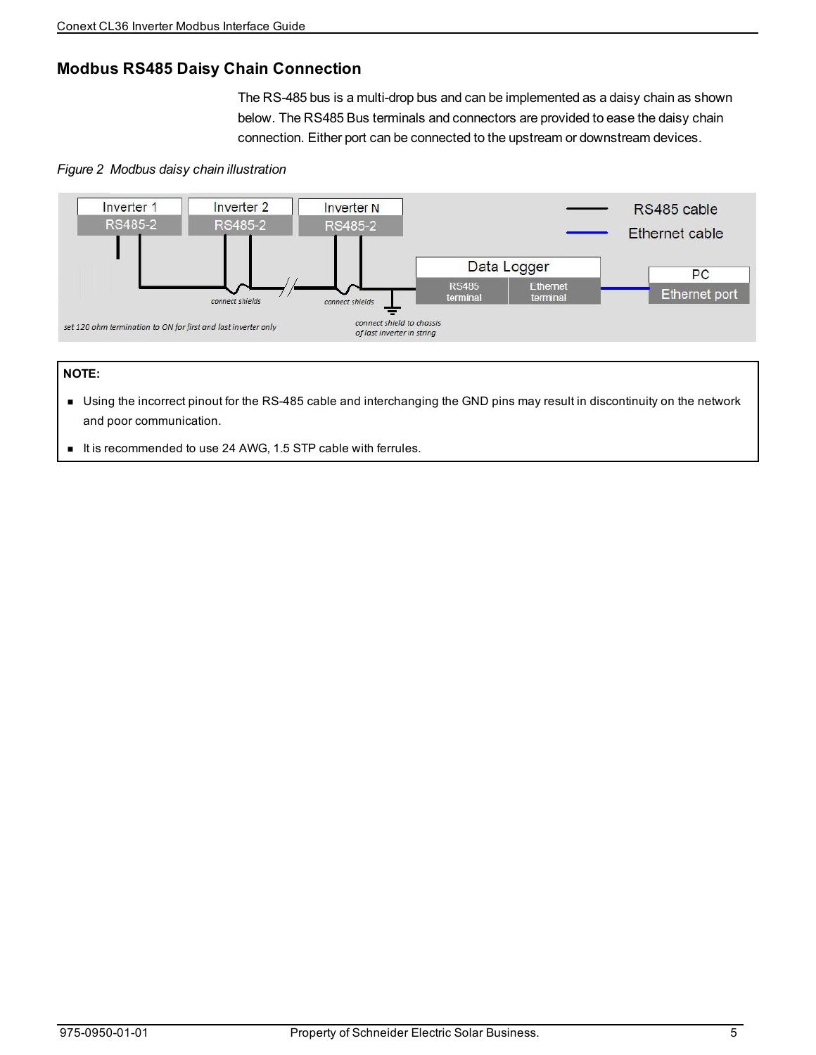## Modbus RS485 Daisy Chain Connection

The RS-485 bus is a multi-drop bus and can be implemented as a daisy chain as shown below. The RS485 Bus terminals and connectors are provided to ease the daisy chain connection. Either port can be connected to the upstream or downstream devices.

*Figure 2 Modbus daisy chain illustration*

> **NOTE:**
>
> - Using the incorrect pinout for the RS-485 cable and interchanging the GND pins may result in discontinuity on the network and poor communication.
> - It is recommended to use 24 AWG, 1.5 STP cable with ferrules.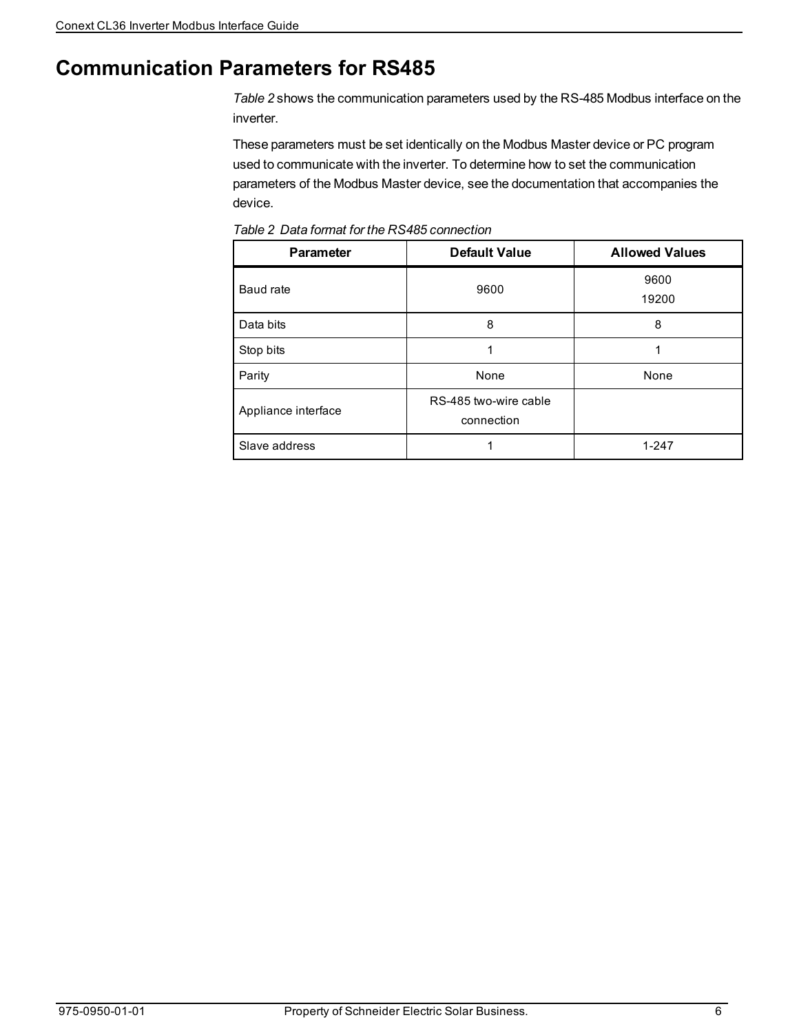# Communication Parameters for RS485

*Table 2* shows the communication parameters used by the RS-485 Modbus interface on the inverter.

These parameters must be set identically on the Modbus Master device or PC program used to communicate with the inverter. To determine how to set the communication parameters of the Modbus Master device, see the documentation that accompanies the device.

*Table 2 Data format for the RS485 connection*

| Parameter | Default Value | Allowed Values |
|---|---|---|
| Baud rate | 9600 | 9600<br>19200 |
| Data bits | 8 | 8 |
| Stop bits | 1 | 1 |
| Parity | None | None |
| Appliance interface | RS-485 two-wire cable connection | |
| Slave address | 1 | 1-247 |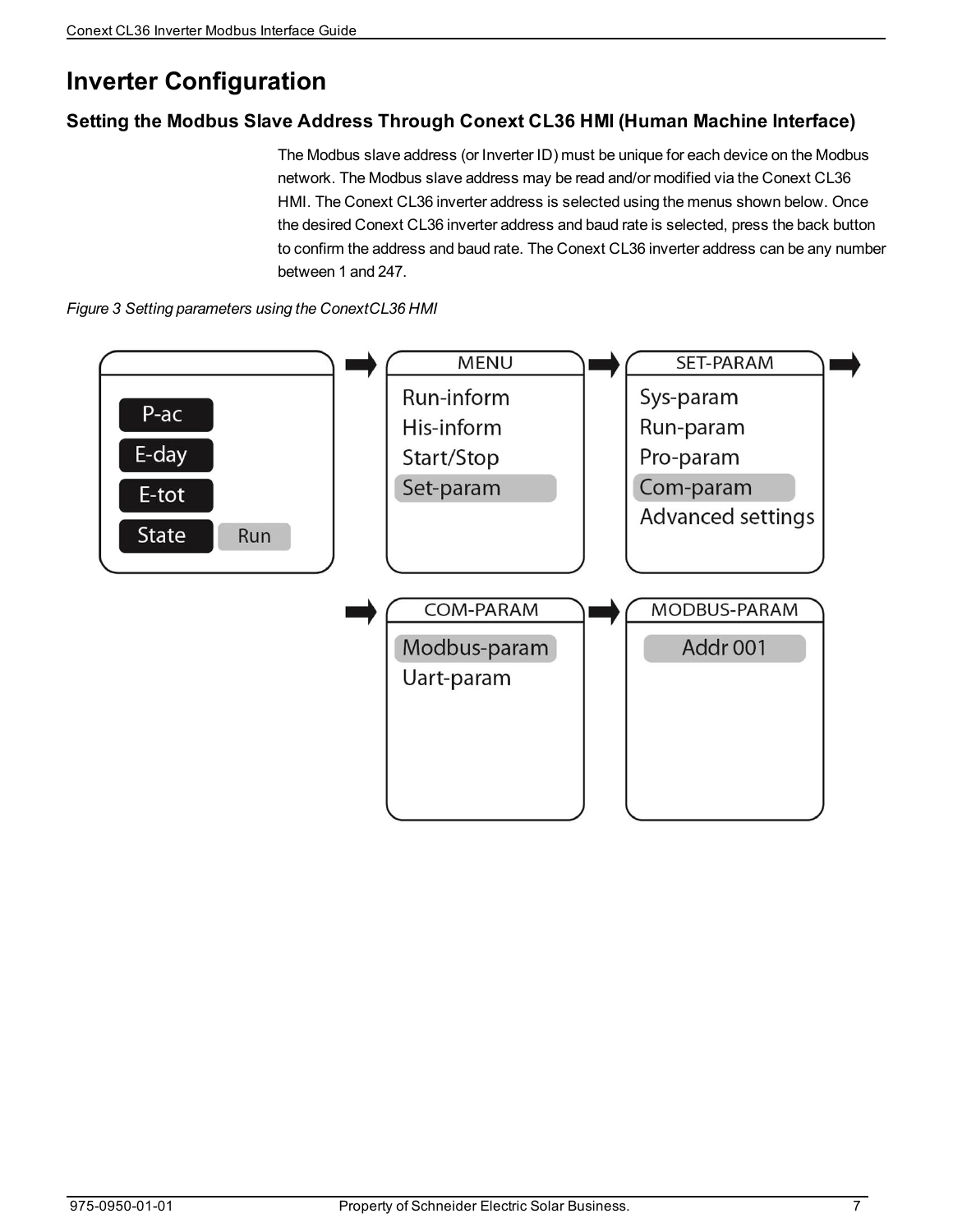# Inverter Configuration

### Setting the Modbus Slave Address Through Conext CL36 HMI (Human Machine Interface)

The Modbus slave address (or Inverter ID) must be unique for each device on the Modbus network. The Modbus slave address may be read and/or modified via the Conext CL36 HMI. The Conext CL36 inverter address is selected using the menus shown below. Once the desired Conext CL36 inverter address and baud rate is selected, press the back button to confirm the address and baud rate. The Conext CL36 inverter address can be any number between 1 and 247.

*Figure 3 Setting parameters using the ConextCL36 HMI*

P-ac
E-day
E-tot
State Run

MENU
Run-inform
His-inform
Start/Stop
Set-param

SET-PARAM
Sys-param
Run-param
Pro-param
Com-param
Advanced settings

COM-PARAM
Modbus-param
Uart-param

MODBUS-PARAM
Addr 001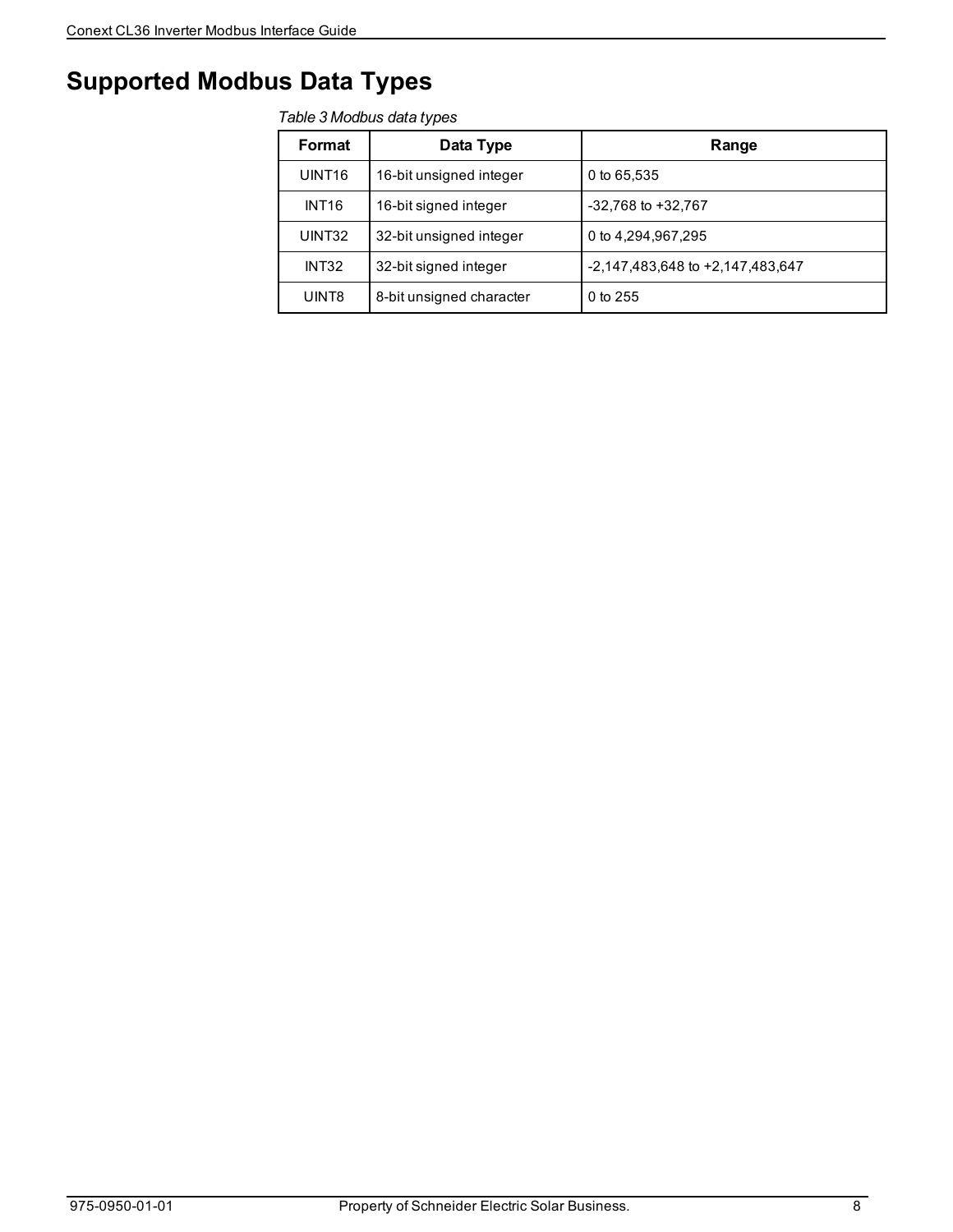# Supported Modbus Data Types

*Table 3 Modbus data types*

| Format | Data Type | Range |
| --- | --- | --- |
| UINT16 | 16-bit unsigned integer | 0 to 65,535 |
| INT16 | 16-bit signed integer | -32,768 to +32,767 |
| UINT32 | 32-bit unsigned integer | 0 to 4,294,967,295 |
| INT32 | 32-bit signed integer | -2,147,483,648 to +2,147,483,647 |
| UINT8 | 8-bit unsigned character | 0 to 255 |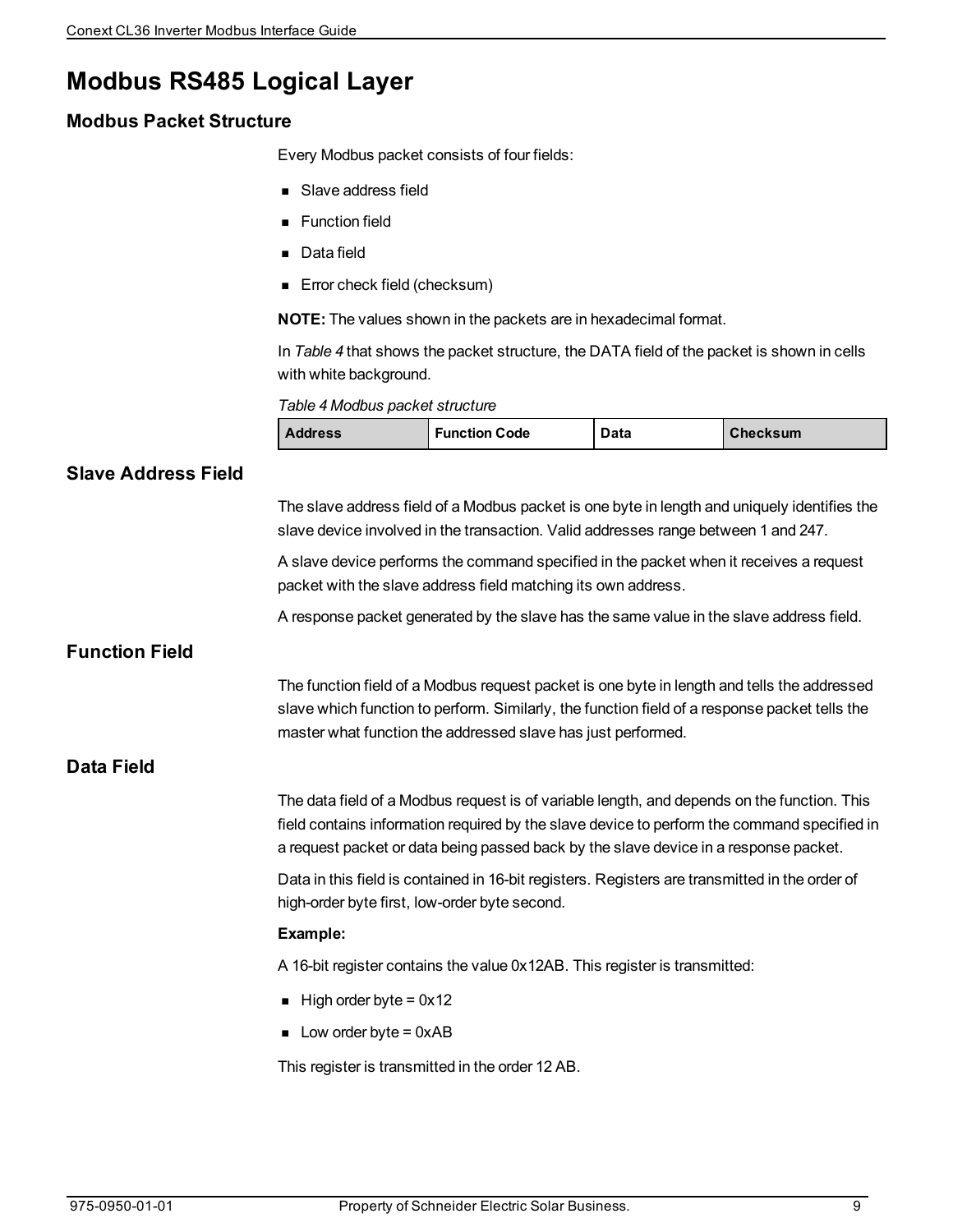# Modbus RS485 Logical Layer

## Modbus Packet Structure

Every Modbus packet consists of four fields:

- Slave address field
- Function field
- Data field
- Error check field (checksum)

**NOTE:** The values shown in the packets are in hexadecimal format.

In *Table 4* that shows the packet structure, the DATA field of the packet is shown in cells with white background.

*Table 4 Modbus packet structure*

| Address | Function Code | Data | Checksum |
|---|---|---|---|

## Slave Address Field

The slave address field of a Modbus packet is one byte in length and uniquely identifies the slave device involved in the transaction. Valid addresses range between 1 and 247.

A slave device performs the command specified in the packet when it receives a request packet with the slave address field matching its own address.

A response packet generated by the slave has the same value in the slave address field.

## Function Field

The function field of a Modbus request packet is one byte in length and tells the addressed slave which function to perform. Similarly, the function field of a response packet tells the master what function the addressed slave has just performed.

## Data Field

The data field of a Modbus request is of variable length, and depends on the function. This field contains information required by the slave device to perform the command specified in a request packet or data being passed back by the slave device in a response packet.

Data in this field is contained in 16-bit registers. Registers are transmitted in the order of high-order byte first, low-order byte second.

**Example:**

A 16-bit register contains the value 0x12AB. This register is transmitted:

- High order byte = 0x12
- Low order byte = 0xAB

This register is transmitted in the order 12 AB.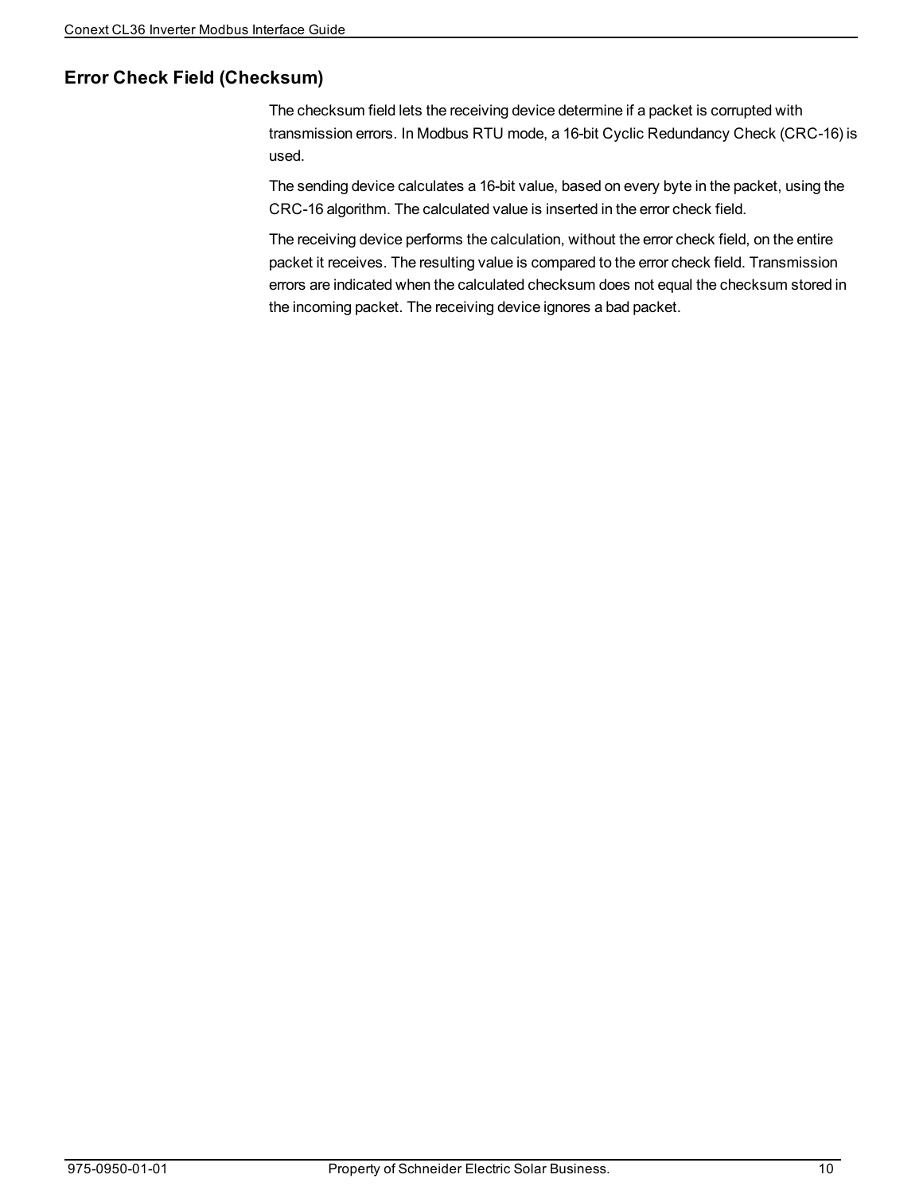## Error Check Field (Checksum)

The checksum field lets the receiving device determine if a packet is corrupted with transmission errors. In Modbus RTU mode, a 16-bit Cyclic Redundancy Check (CRC-16) is used.

The sending device calculates a 16-bit value, based on every byte in the packet, using the CRC-16 algorithm. The calculated value is inserted in the error check field.

The receiving device performs the calculation, without the error check field, on the entire packet it receives. The resulting value is compared to the error check field. Transmission errors are indicated when the calculated checksum does not equal the checksum stored in the incoming packet. The receiving device ignores a bad packet.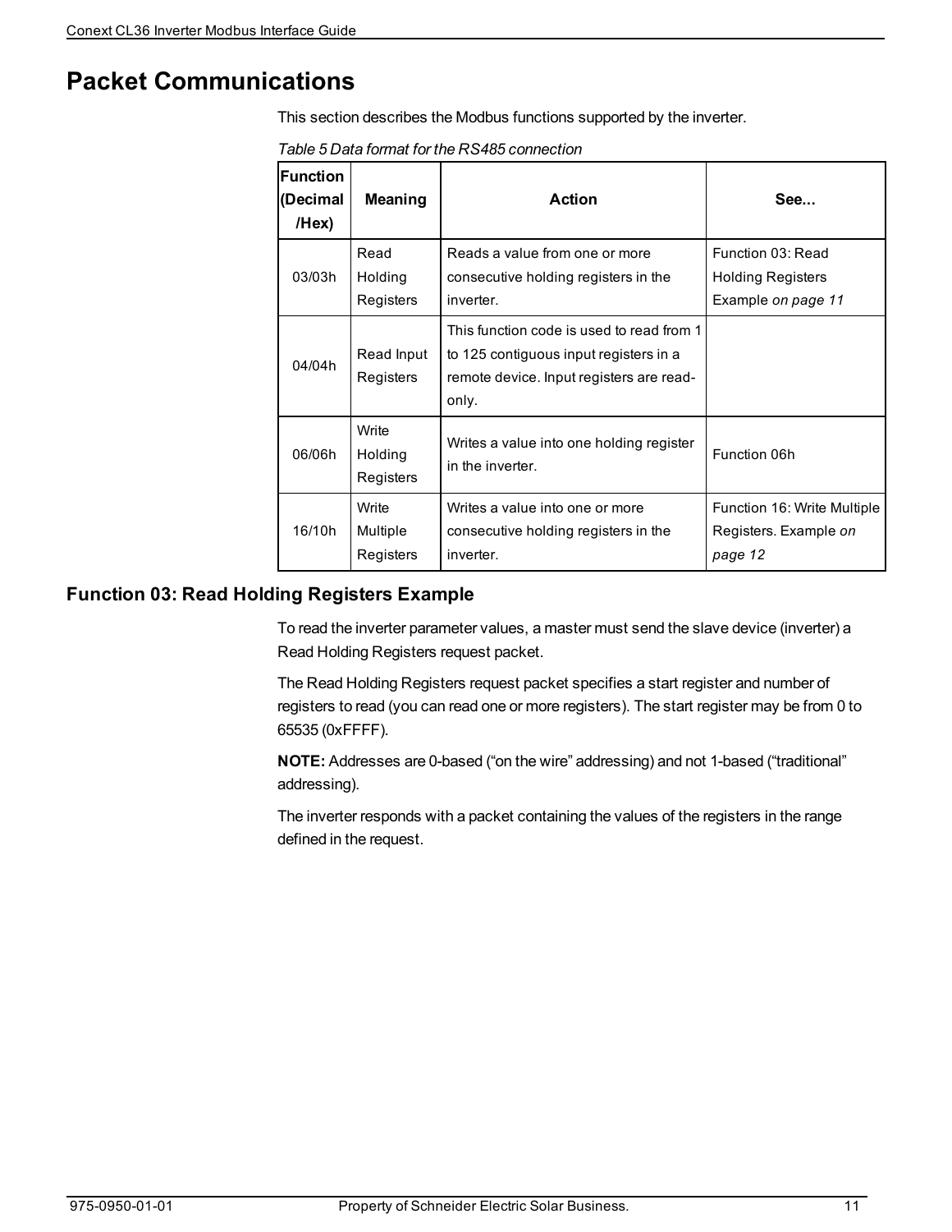# Packet Communications

This section describes the Modbus functions supported by the inverter.

*Table 5 Data format for the RS485 connection*

| Function (Decimal /Hex) | Meaning | Action | See... |
|---|---|---|---|
| 03/03h | Read Holding Registers | Reads a value from one or more consecutive holding registers in the inverter. | Function 03: Read Holding Registers Example *on page 11* |
| 04/04h | Read Input Registers | This function code is used to read from 1 to 125 contiguous input registers in a remote device. Input registers are read-only. | |
| 06/06h | Write Holding Registers | Writes a value into one holding register in the inverter. | Function 06h |
| 16/10h | Write Multiple Registers | Writes a value into one or more consecutive holding registers in the inverter. | Function 16: Write Multiple Registers. Example *on page 12* |

## Function 03: Read Holding Registers Example

To read the inverter parameter values, a master must send the slave device (inverter) a Read Holding Registers request packet.

The Read Holding Registers request packet specifies a start register and number of registers to read (you can read one or more registers). The start register may be from 0 to 65535 (0xFFFF).

**NOTE:** Addresses are 0-based (“on the wire” addressing) and not 1-based (“traditional” addressing).

The inverter responds with a packet containing the values of the registers in the range defined in the request.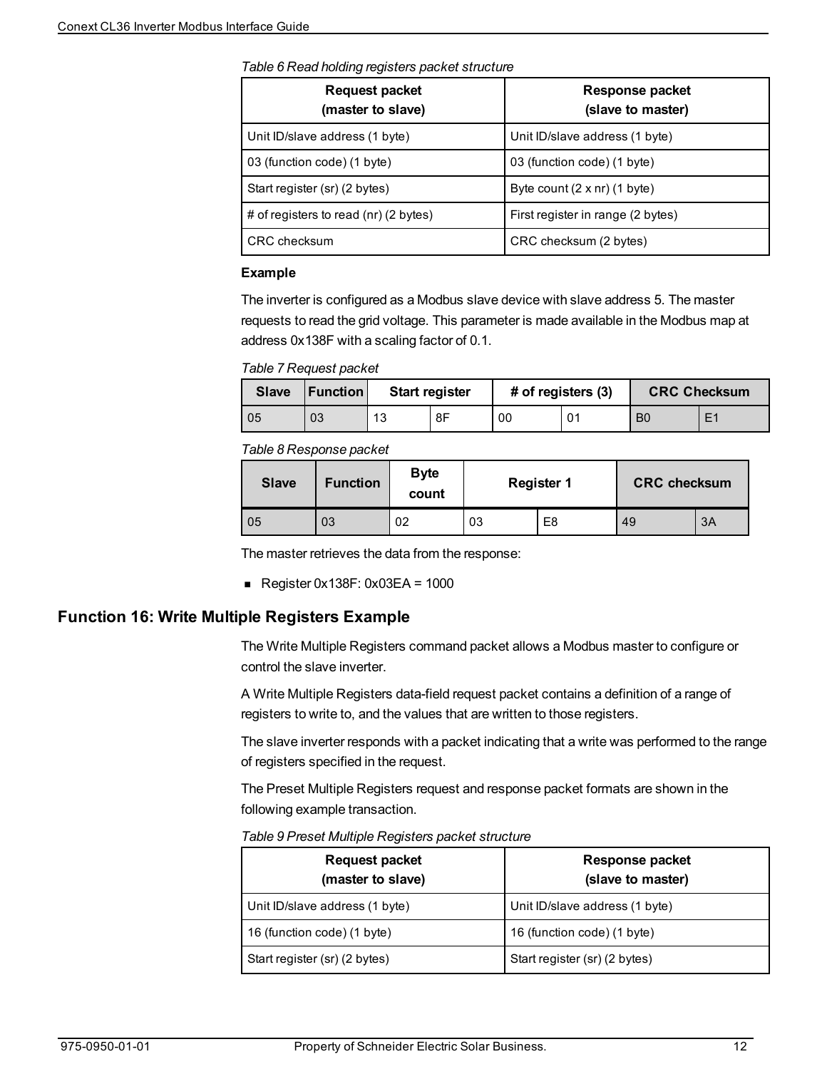*Table 6 Read holding registers packet structure*

| Request packet (master to slave) | Response packet (slave to master) |
|---|---|
| Unit ID/slave address (1 byte) | Unit ID/slave address (1 byte) |
| 03 (function code) (1 byte) | 03 (function code) (1 byte) |
| Start register (sr) (2 bytes) | Byte count (2 x nr) (1 byte) |
| # of registers to read (nr) (2 bytes) | First register in range (2 bytes) |
| CRC checksum | CRC checksum (2 bytes) |

**Example**

The inverter is configured as a Modbus slave device with slave address 5. The master requests to read the grid voltage. This parameter is made available in the Modbus map at address 0x138F with a scaling factor of 0.1.

*Table 7 Request packet*

| Slave | Function | Start register | | # of registers (3) | | CRC Checksum | |
|---|---|---|---|---|---|---|---|
| 05 | 03 | 13 | 8F | 00 | 01 | B0 | E1 |

*Table 8 Response packet*

| Slave | Function | Byte count | Register 1 | | CRC checksum | |
|---|---|---|---|---|---|---|
| 05 | 03 | 02 | 03 | E8 | 49 | 3A |

The master retrieves the data from the response:

- Register 0x138F: 0x03EA = 1000

## Function 16: Write Multiple Registers Example

The Write Multiple Registers command packet allows a Modbus master to configure or control the slave inverter.

A Write Multiple Registers data-field request packet contains a definition of a range of registers to write to, and the values that are written to those registers.

The slave inverter responds with a packet indicating that a write was performed to the range of registers specified in the request.

The Preset Multiple Registers request and response packet formats are shown in the following example transaction.

*Table 9 Preset Multiple Registers packet structure*

| Request packet (master to slave) | Response packet (slave to master) |
|---|---|
| Unit ID/slave address (1 byte) | Unit ID/slave address (1 byte) |
| 16 (function code) (1 byte) | 16 (function code) (1 byte) |
| Start register (sr) (2 bytes) | Start register (sr) (2 bytes) |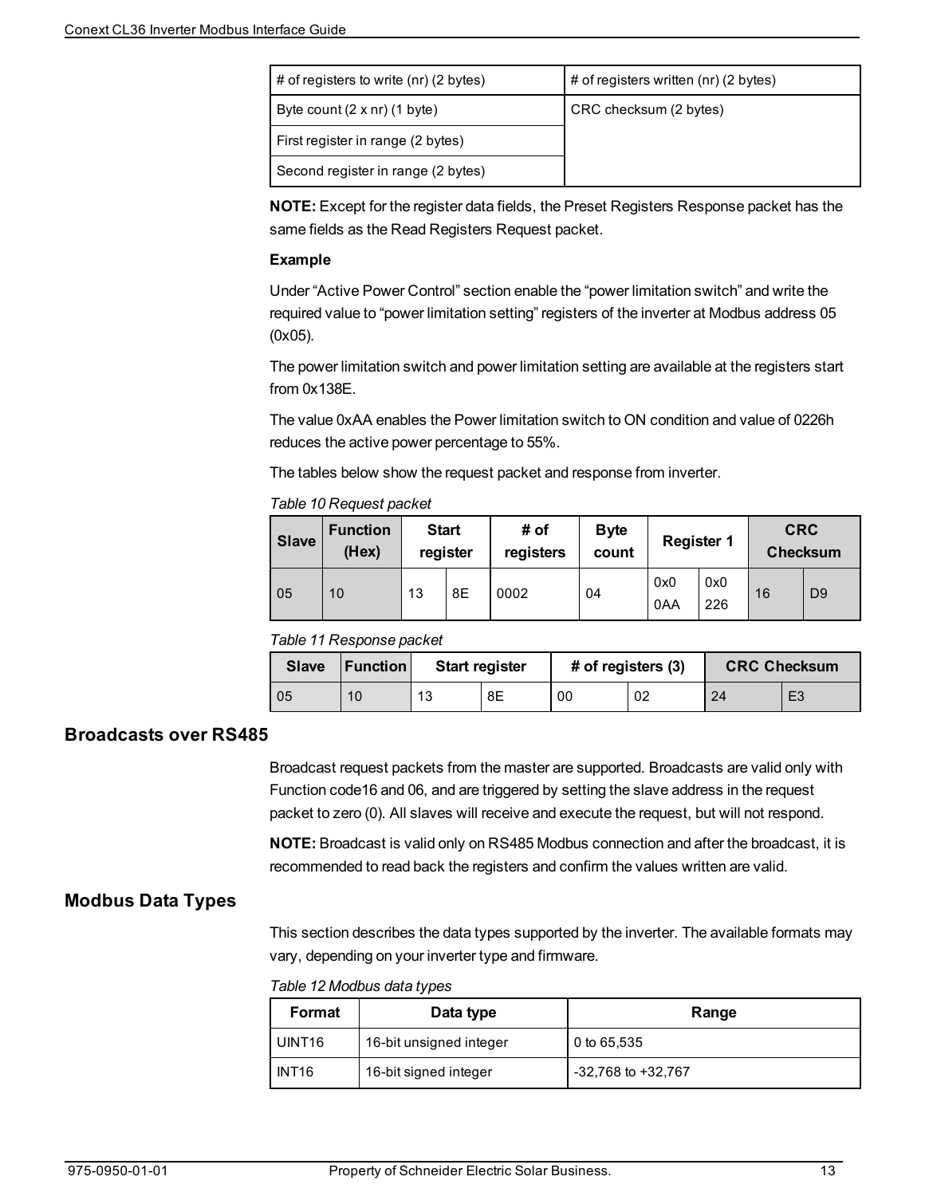| # of registers to write (nr) (2 bytes) | # of registers written (nr) (2 bytes) |
| --- | --- |
| Byte count (2 x nr) (1 byte) | CRC checksum (2 bytes) |
| First register in range (2 bytes) | |
| Second register in range (2 bytes) | |

**NOTE:** Except for the register data fields, the Preset Registers Response packet has the same fields as the Read Registers Request packet.

**Example**

Under "Active Power Control" section enable the "power limitation switch" and write the required value to "power limitation setting" registers of the inverter at Modbus address 05 (0x05).

The power limitation switch and power limitation setting are available at the registers start from 0x138E.

The value 0xAA enables the Power limitation switch to ON condition and value of 0226h reduces the active power percentage to 55%.

The tables below show the request packet and response from inverter.

*Table 10 Request packet*

| Slave | Function (Hex) | Start register | | # of registers | Byte count | Register 1 | | CRC Checksum | |
| --- | --- | --- | --- | --- | --- | --- | --- | --- | --- |
| 05 | 10 | 13 | 8E | 0002 | 04 | 0x0 0AA | 0x0 226 | 16 | D9 |

*Table 11 Response packet*

| Slave | Function | Start register | | # of registers (3) | | CRC Checksum | |
| --- | --- | --- | --- | --- | --- | --- | --- |
| 05 | 10 | 13 | 8E | 00 | 02 | 24 | E3 |

## Broadcasts over RS485

Broadcast request packets from the master are supported. Broadcasts are valid only with Function code16 and 06, and are triggered by setting the slave address in the request packet to zero (0). All slaves will receive and execute the request, but will not respond.

**NOTE:** Broadcast is valid only on RS485 Modbus connection and after the broadcast, it is recommended to read back the registers and confirm the values written are valid.

## Modbus Data Types

This section describes the data types supported by the inverter. The available formats may vary, depending on your inverter type and firmware.

*Table 12 Modbus data types*

| Format | Data type | Range |
| --- | --- | --- |
| UINT16 | 16-bit unsigned integer | 0 to 65,535 |
| INT16 | 16-bit signed integer | -32,768 to +32,767 |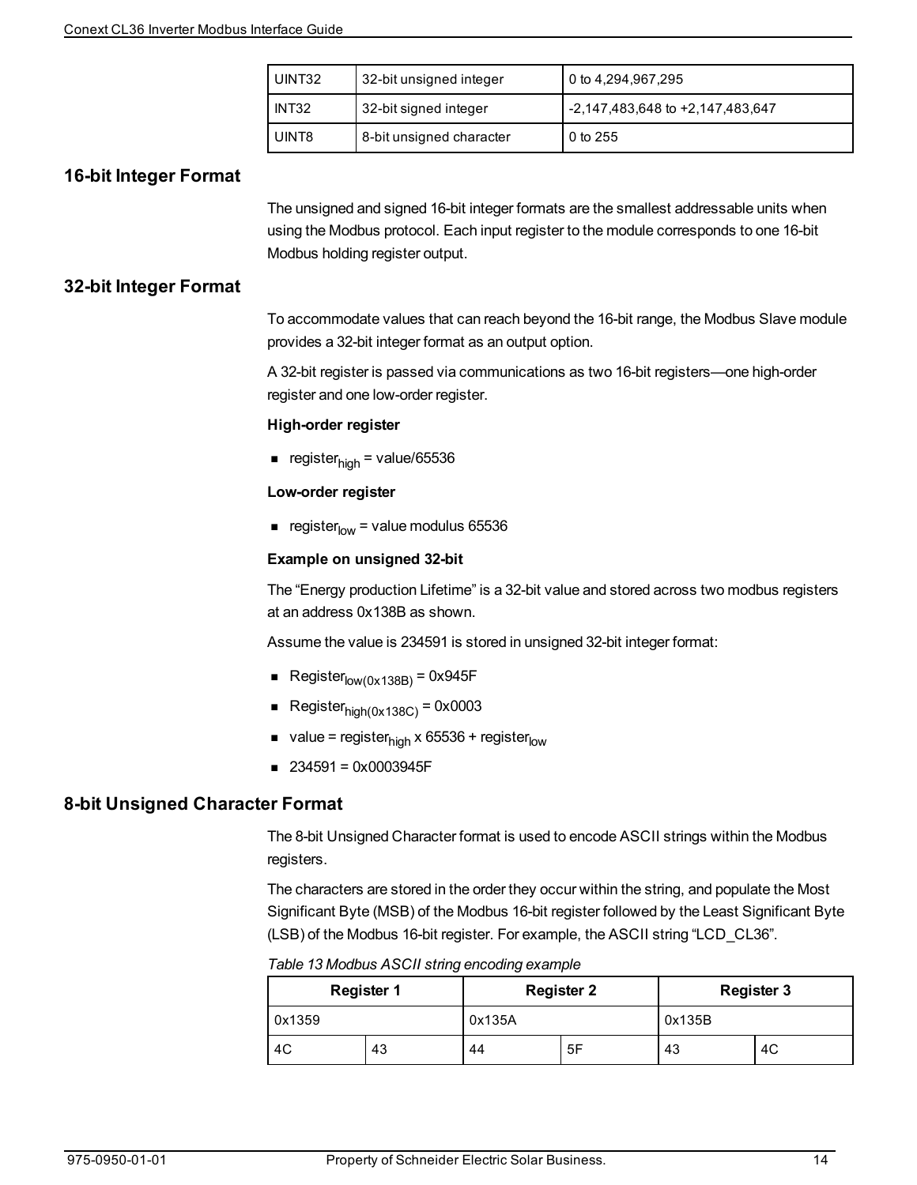| UINT32 | 32-bit unsigned integer | 0 to 4,294,967,295 |
|---|---|---|
| INT32 | 32-bit signed integer | -2,147,483,648 to +2,147,483,647 |
| UINT8 | 8-bit unsigned character | 0 to 255 |

## 16-bit Integer Format

The unsigned and signed 16-bit integer formats are the smallest addressable units when using the Modbus protocol. Each input register to the module corresponds to one 16-bit Modbus holding register output.

## 32-bit Integer Format

To accommodate values that can reach beyond the 16-bit range, the Modbus Slave module provides a 32-bit integer format as an output option.

A 32-bit register is passed via communications as two 16-bit registers—one high-order register and one low-order register.

**High-order register**

- $register_{high}$ = value/65536

**Low-order register**

- $register_{low}$ = value modulus 65536

**Example on unsigned 32-bit**

The “Energy production Lifetime” is a 32-bit value and stored across two modbus registers at an address 0x138B as shown.

Assume the value is 234591 is stored in unsigned 32-bit integer format:

- $Register_{low(0x138B)}$ = 0x945F
- $Register_{high(0x138C)}$ = 0x0003
- value = $register_{high}$ x 65536 + $register_{low}$
- 234591 = 0x0003945F

## 8-bit Unsigned Character Format

The 8-bit Unsigned Character format is used to encode ASCII strings within the Modbus registers.

The characters are stored in the order they occur within the string, and populate the Most Significant Byte (MSB) of the Modbus 16-bit register followed by the Least Significant Byte (LSB) of the Modbus 16-bit register. For example, the ASCII string “LCD_CL36”.

*Table 13 Modbus ASCII string encoding example*

| Register 1 | | Register 2 | | Register 3 | |
|---|---|---|---|---|---|
| 0x1359 | | 0x135A | | 0x135B | |
| 4C | 43 | 44 | 5F | 43 | 4C |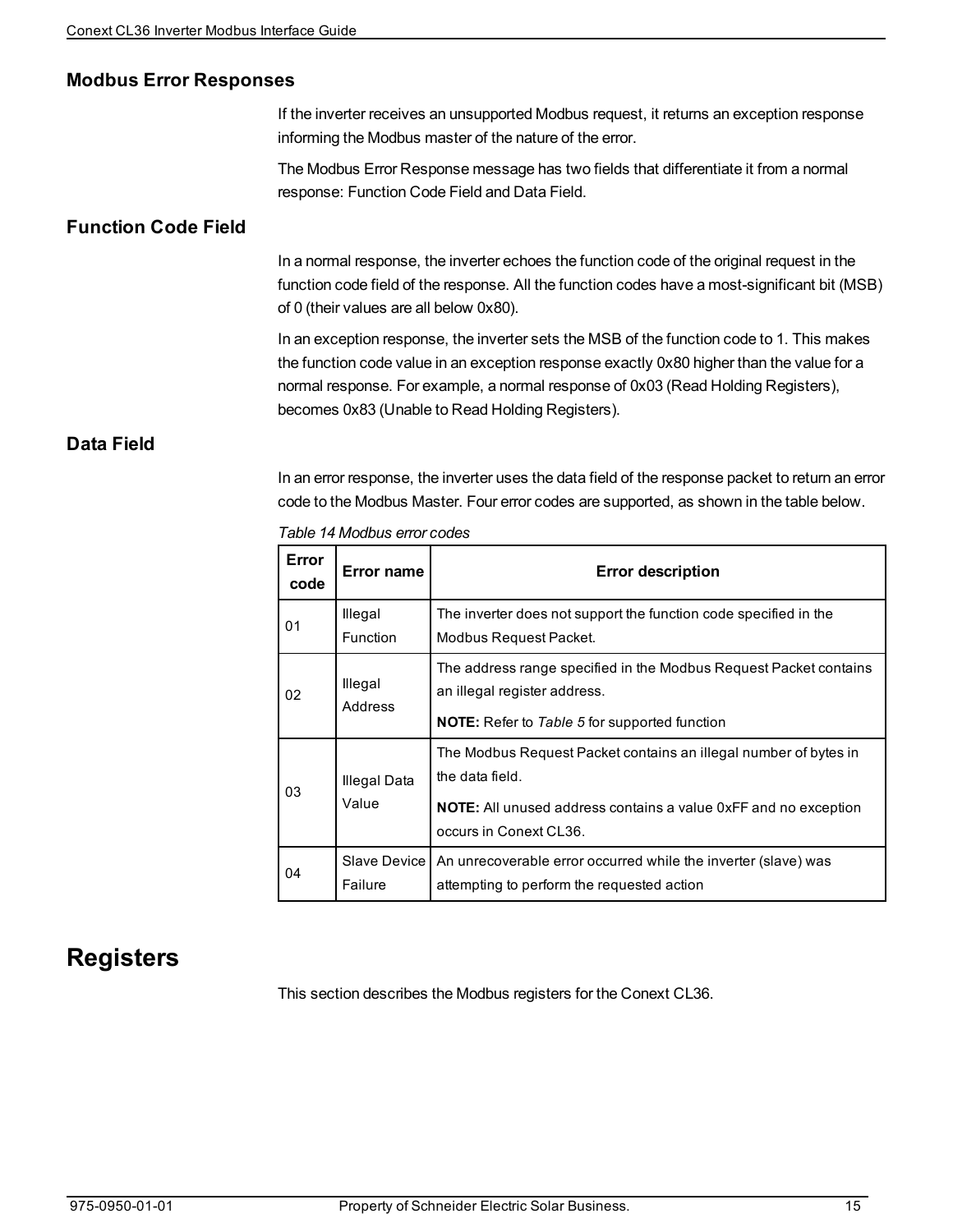## Modbus Error Responses

If the inverter receives an unsupported Modbus request, it returns an exception response informing the Modbus master of the nature of the error.

The Modbus Error Response message has two fields that differentiate it from a normal response: Function Code Field and Data Field.

## Function Code Field

In a normal response, the inverter echoes the function code of the original request in the function code field of the response. All the function codes have a most-significant bit (MSB) of 0 (their values are all below 0x80).

In an exception response, the inverter sets the MSB of the function code to 1. This makes the function code value in an exception response exactly 0x80 higher than the value for a normal response. For example, a normal response of 0x03 (Read Holding Registers), becomes 0x83 (Unable to Read Holding Registers).

## Data Field

In an error response, the inverter uses the data field of the response packet to return an error code to the Modbus Master. Four error codes are supported, as shown in the table below.

*Table 14 Modbus error codes*

| Error code | Error name | Error description |
|---|---|---|
| 01 | Illegal Function | The inverter does not support the function code specified in the Modbus Request Packet. |
| 02 | Illegal Address | The address range specified in the Modbus Request Packet contains an illegal register address.<br><br>**NOTE:** Refer to *Table 5* for supported function |
| 03 | Illegal Data Value | The Modbus Request Packet contains an illegal number of bytes in the data field.<br><br>**NOTE:** All unused address contains a value 0xFF and no exception occurs in Conext CL36. |
| 04 | Slave Device Failure | An unrecoverable error occurred while the inverter (slave) was attempting to perform the requested action |

# Registers

This section describes the Modbus registers for the Conext CL36.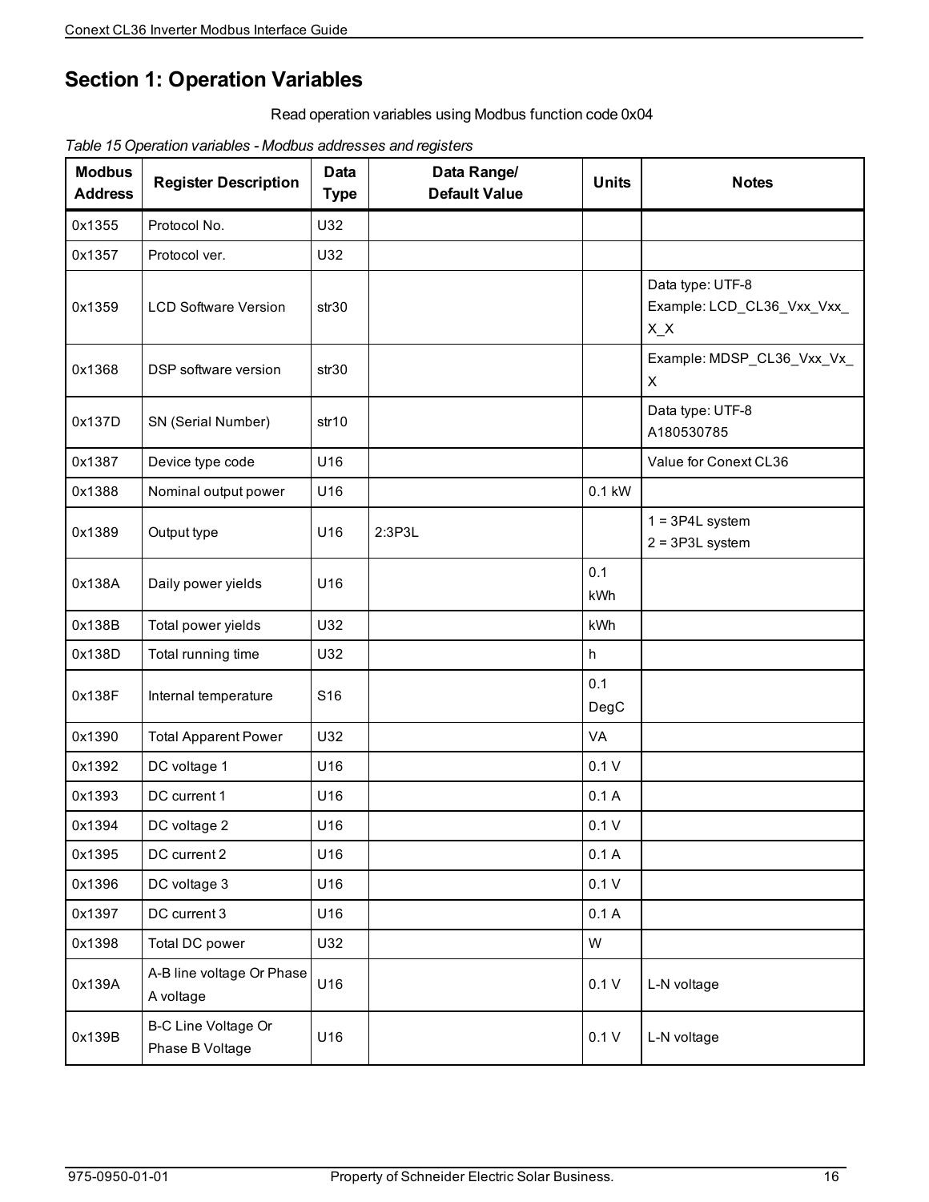# Section 1: Operation Variables

Read operation variables using Modbus function code 0x04

*Table 15 Operation variables - Modbus addresses and registers*

| Modbus Address | Register Description | Data Type | Data Range/ Default Value | Units | Notes |
|---|---|---|---|---|---|
| 0x1355 | Protocol No. | U32 | | | |
| 0x1357 | Protocol ver. | U32 | | | |
| 0x1359 | LCD Software Version | str30 | | | Data type: UTF-8 Example: LCD_CL36_Vxx_Vxx_X_X |
| 0x1368 | DSP software version | str30 | | | Example: MDSP_CL36_Vxx_Vx_X |
| 0x137D | SN (Serial Number) | str10 | | | Data type: UTF-8 A180530785 |
| 0x1387 | Device type code | U16 | | | Value for Conext CL36 |
| 0x1388 | Nominal output power | U16 | | 0.1 kW | |
| 0x1389 | Output type | U16 | 2:3P3L | | 1 = 3P4L system 2 = 3P3L system |
| 0x138A | Daily power yields | U16 | | 0.1 kWh | |
| 0x138B | Total power yields | U32 | | kWh | |
| 0x138D | Total running time | U32 | | h | |
| 0x138F | Internal temperature | S16 | | 0.1 DegC | |
| 0x1390 | Total Apparent Power | U32 | | VA | |
| 0x1392 | DC voltage 1 | U16 | | 0.1 V | |
| 0x1393 | DC current 1 | U16 | | 0.1 A | |
| 0x1394 | DC voltage 2 | U16 | | 0.1 V | |
| 0x1395 | DC current 2 | U16 | | 0.1 A | |
| 0x1396 | DC voltage 3 | U16 | | 0.1 V | |
| 0x1397 | DC current 3 | U16 | | 0.1 A | |
| 0x1398 | Total DC power | U32 | | W | |
| 0x139A | A-B line voltage Or Phase A voltage | U16 | | 0.1 V | L-N voltage |
| 0x139B | B-C Line Voltage Or Phase B Voltage | U16 | | 0.1 V | L-N voltage |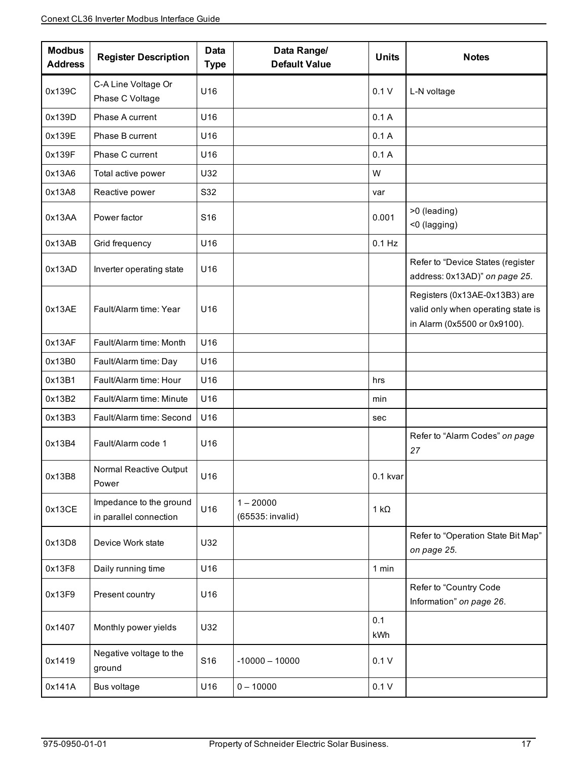| Modbus Address | Register Description | Data Type | Data Range/ Default Value | Units | Notes |
|---|---|---|---|---|---|
| 0x139C | C-A Line Voltage Or Phase C Voltage | U16 | | 0.1 V | L-N voltage |
| 0x139D | Phase A current | U16 | | 0.1 A | |
| 0x139E | Phase B current | U16 | | 0.1 A | |
| 0x139F | Phase C current | U16 | | 0.1 A | |
| 0x13A6 | Total active power | U32 | | W | |
| 0x13A8 | Reactive power | S32 | | var | |
| 0x13AA | Power factor | S16 | | 0.001 | >0 (leading)<br><0 (lagging) |
| 0x13AB | Grid frequency | U16 | | 0.1 Hz | |
| 0x13AD | Inverter operating state | U16 | | | Refer to "Device States (register address: 0x13AD)" *on page 25*. |
| 0x13AE | Fault/Alarm time: Year | U16 | | | Registers (0x13AE-0x13B3) are valid only when operating state is in Alarm (0x5500 or 0x9100). |
| 0x13AF | Fault/Alarm time: Month | U16 | | | |
| 0x13B0 | Fault/Alarm time: Day | U16 | | | |
| 0x13B1 | Fault/Alarm time: Hour | U16 | | hrs | |
| 0x13B2 | Fault/Alarm time: Minute | U16 | | min | |
| 0x13B3 | Fault/Alarm time: Second | U16 | | sec | |
| 0x13B4 | Fault/Alarm code 1 | U16 | | | Refer to "Alarm Codes" *on page 27* |
| 0x13B8 | Normal Reactive Output Power | U16 | | 0.1 kvar | |
| 0x13CE | Impedance to the ground in parallel connection | U16 | 1 – 20000<br>(65535: invalid) | 1 kΩ | |
| 0x13D8 | Device Work state | U32 | | | Refer to "Operation State Bit Map" *on page 25*. |
| 0x13F8 | Daily running time | U16 | | 1 min | |
| 0x13F9 | Present country | U16 | | | Refer to "Country Code Information" *on page 26*. |
| 0x1407 | Monthly power yields | U32 | | 0.1 kWh | |
| 0x1419 | Negative voltage to the ground | S16 | -10000 – 10000 | 0.1 V | |
| 0x141A | Bus voltage | U16 | 0 – 10000 | 0.1 V | |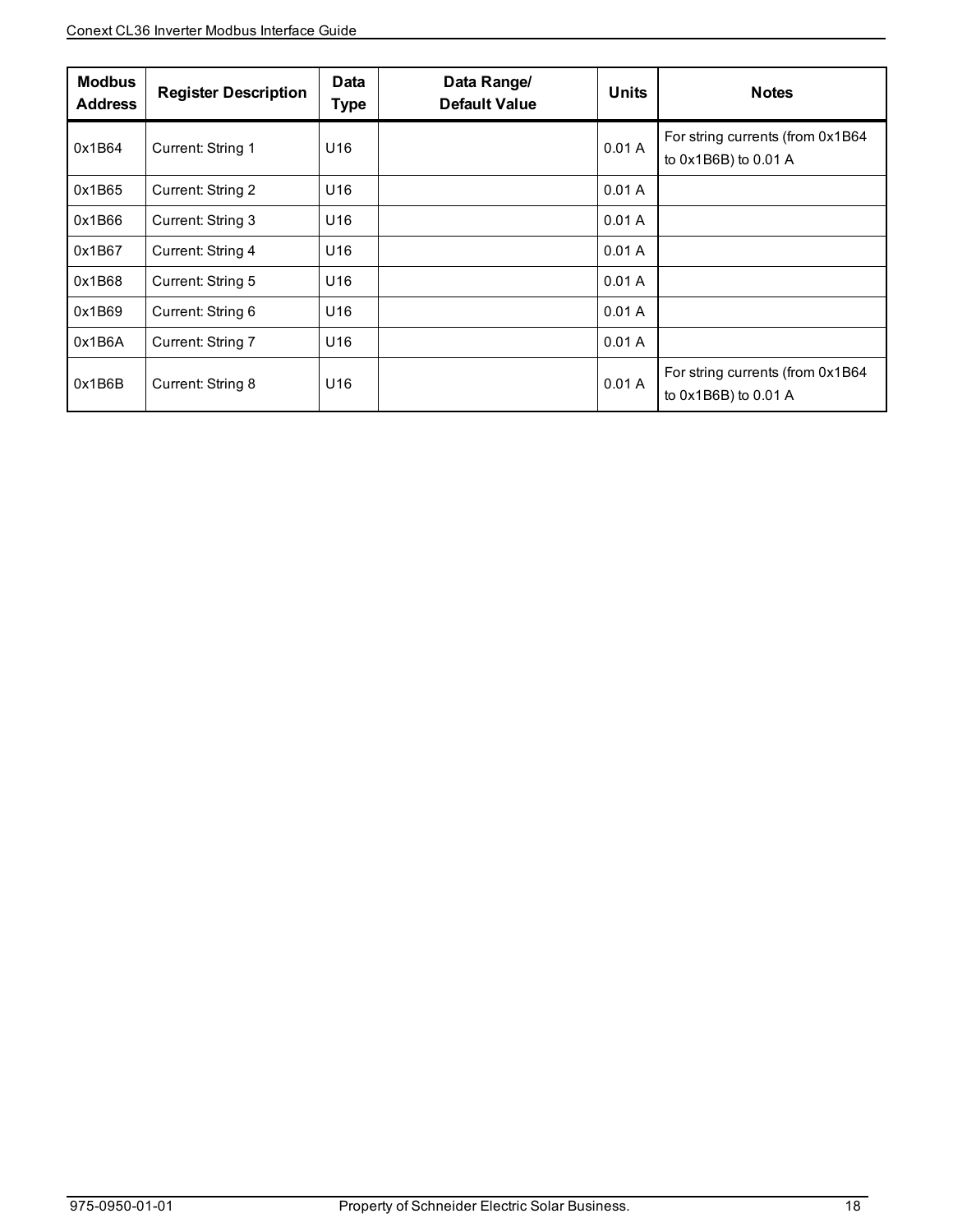| Modbus Address | Register Description | Data Type | Data Range/ Default Value | Units | Notes |
|---|---|---|---|---|---|
| 0x1B64 | Current: String 1 | U16 | | 0.01 A | For string currents (from 0x1B64 to 0x1B6B) to 0.01 A |
| 0x1B65 | Current: String 2 | U16 | | 0.01 A | |
| 0x1B66 | Current: String 3 | U16 | | 0.01 A | |
| 0x1B67 | Current: String 4 | U16 | | 0.01 A | |
| 0x1B68 | Current: String 5 | U16 | | 0.01 A | |
| 0x1B69 | Current: String 6 | U16 | | 0.01 A | |
| 0x1B6A | Current: String 7 | U16 | | 0.01 A | |
| 0x1B6B | Current: String 8 | U16 | | 0.01 A | For string currents (from 0x1B64 to 0x1B6B) to 0.01 A |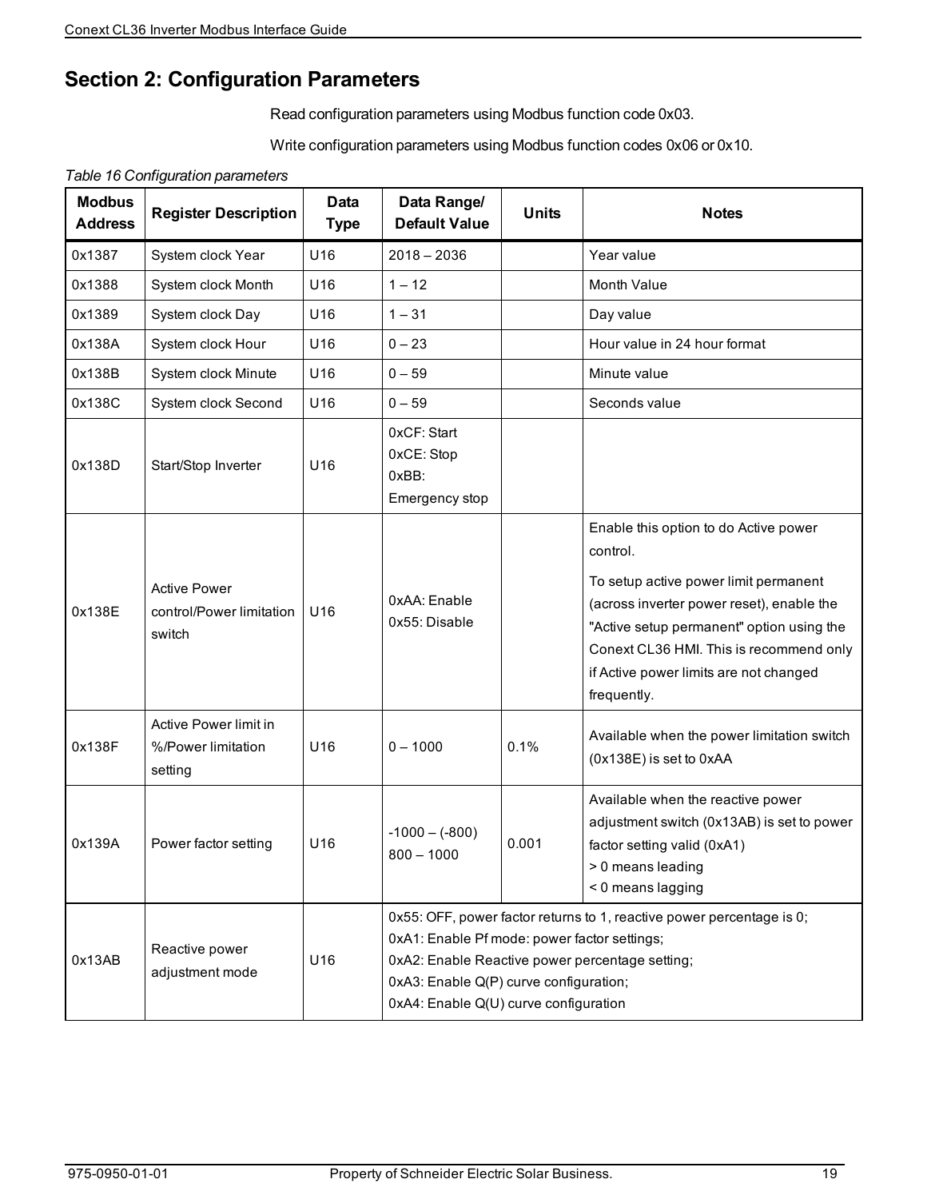# Section 2: Configuration Parameters

Read configuration parameters using Modbus function code 0x03.

Write configuration parameters using Modbus function codes 0x06 or 0x10.

*Table 16 Configuration parameters*

| Modbus Address | Register Description | Data Type | Data Range/ Default Value | Units | Notes |
|---|---|---|---|---|---|
| 0x1387 | System clock Year | U16 | 2018 – 2036 | | Year value |
| 0x1388 | System clock Month | U16 | 1 – 12 | | Month Value |
| 0x1389 | System clock Day | U16 | 1 – 31 | | Day value |
| 0x138A | System clock Hour | U16 | 0 – 23 | | Hour value in 24 hour format |
| 0x138B | System clock Minute | U16 | 0 – 59 | | Minute value |
| 0x138C | System clock Second | U16 | 0 – 59 | | Seconds value |
| 0x138D | Start/Stop Inverter | U16 | 0xCF: Start<br>0xCE: Stop<br>0xBB: Emergency stop | | |
| 0x138E | Active Power control/Power limitation switch | U16 | 0xAA: Enable<br>0x55: Disable | | Enable this option to do Active power control.<br>To setup active power limit permanent (across inverter power reset), enable the "Active setup permanent" option using the Conext CL36 HMI. This is recommend only if Active power limits are not changed frequently. |
| 0x138F | Active Power limit in %/Power limitation setting | U16 | 0 – 1000 | 0.1% | Available when the power limitation switch (0x138E) is set to 0xAA |
| 0x139A | Power factor setting | U16 | -1000 – (-800)<br>800 – 1000 | 0.001 | Available when the reactive power adjustment switch (0x13AB) is set to power factor setting valid (0xA1)<br>> 0 means leading<br>< 0 means lagging |
| 0x13AB | Reactive power adjustment mode | U16 | 0x55: OFF, power factor returns to 1, reactive power percentage is 0;<br>0xA1: Enable Pf mode: power factor settings;<br>0xA2: Enable Reactive power percentage setting;<br>0xA3: Enable Q(P) curve configuration;<br>0xA4: Enable Q(U) curve configuration | | |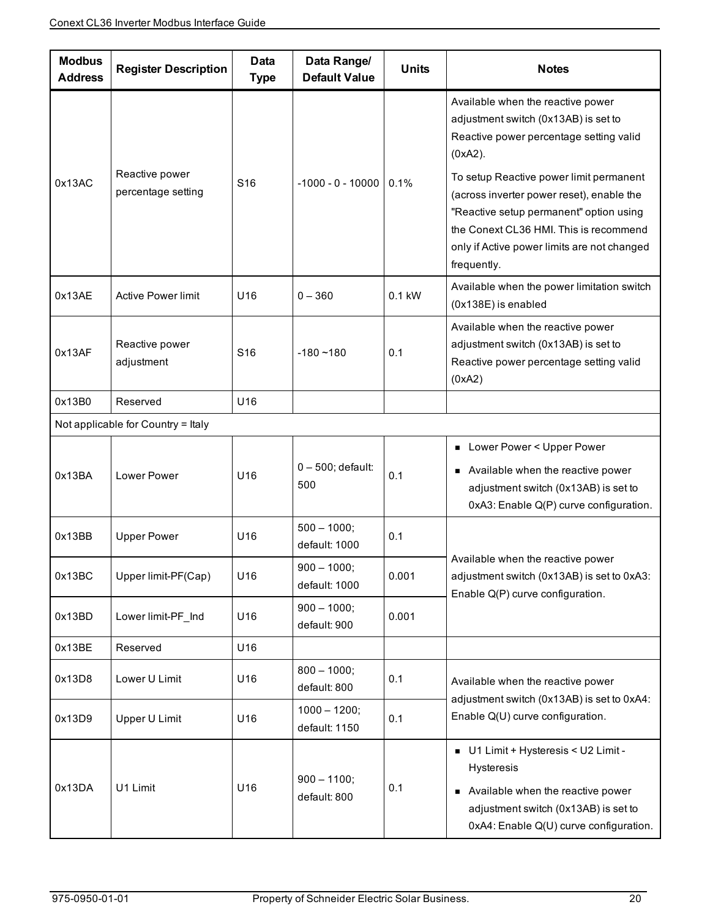| Modbus Address | Register Description | Data Type | Data Range/ Default Value | Units | Notes |
|---|---|---|---|---|---|
| 0x13AC | Reactive power percentage setting | S16 | -1000 - 0 - 10000 | 0.1% | Available when the reactive power adjustment switch (0x13AB) is set to Reactive power percentage setting valid (0xA2).<br><br>To setup Reactive power limit permanent (across inverter power reset), enable the "Reactive setup permanent" option using the Conext CL36 HMI. This is recommend only if Active power limits are not changed frequently. |
| 0x13AE | Active Power limit | U16 | 0 – 360 | 0.1 kW | Available when the power limitation switch (0x138E) is enabled |
| 0x13AF | Reactive power adjustment | S16 | -180 ~180 | 0.1 | Available when the reactive power adjustment switch (0x13AB) is set to Reactive power percentage setting valid (0xA2) |
| 0x13B0 | Reserved | U16 | | | |
| Not applicable for Country = Italy | | | | | |
| 0x13BA | Lower Power | U16 | 0 – 500; default: 500 | 0.1 | ■ Lower Power < Upper Power<br>■ Available when the reactive power adjustment switch (0x13AB) is set to 0xA3: Enable Q(P) curve configuration. |
| 0x13BB | Upper Power | U16 | 500 – 1000; default: 1000 | 0.1 | Available when the reactive power adjustment switch (0x13AB) is set to 0xA3: Enable Q(P) curve configuration. |
| 0x13BC | Upper limit-PF(Cap) | U16 | 900 – 1000; default: 1000 | 0.001 | |
| 0x13BD | Lower limit-PF_Ind | U16 | 900 – 1000; default: 900 | 0.001 | |
| 0x13BE | Reserved | U16 | | | |
| 0x13D8 | Lower U Limit | U16 | 800 – 1000; default: 800 | 0.1 | Available when the reactive power adjustment switch (0x13AB) is set to 0xA4: Enable Q(U) curve configuration. |
| 0x13D9 | Upper U Limit | U16 | 1000 – 1200; default: 1150 | 0.1 | |
| 0x13DA | U1 Limit | U16 | 900 – 1100; default: 800 | 0.1 | ■ U1 Limit + Hysteresis < U2 Limit - Hysteresis<br>■ Available when the reactive power adjustment switch (0x13AB) is set to 0xA4: Enable Q(U) curve configuration. |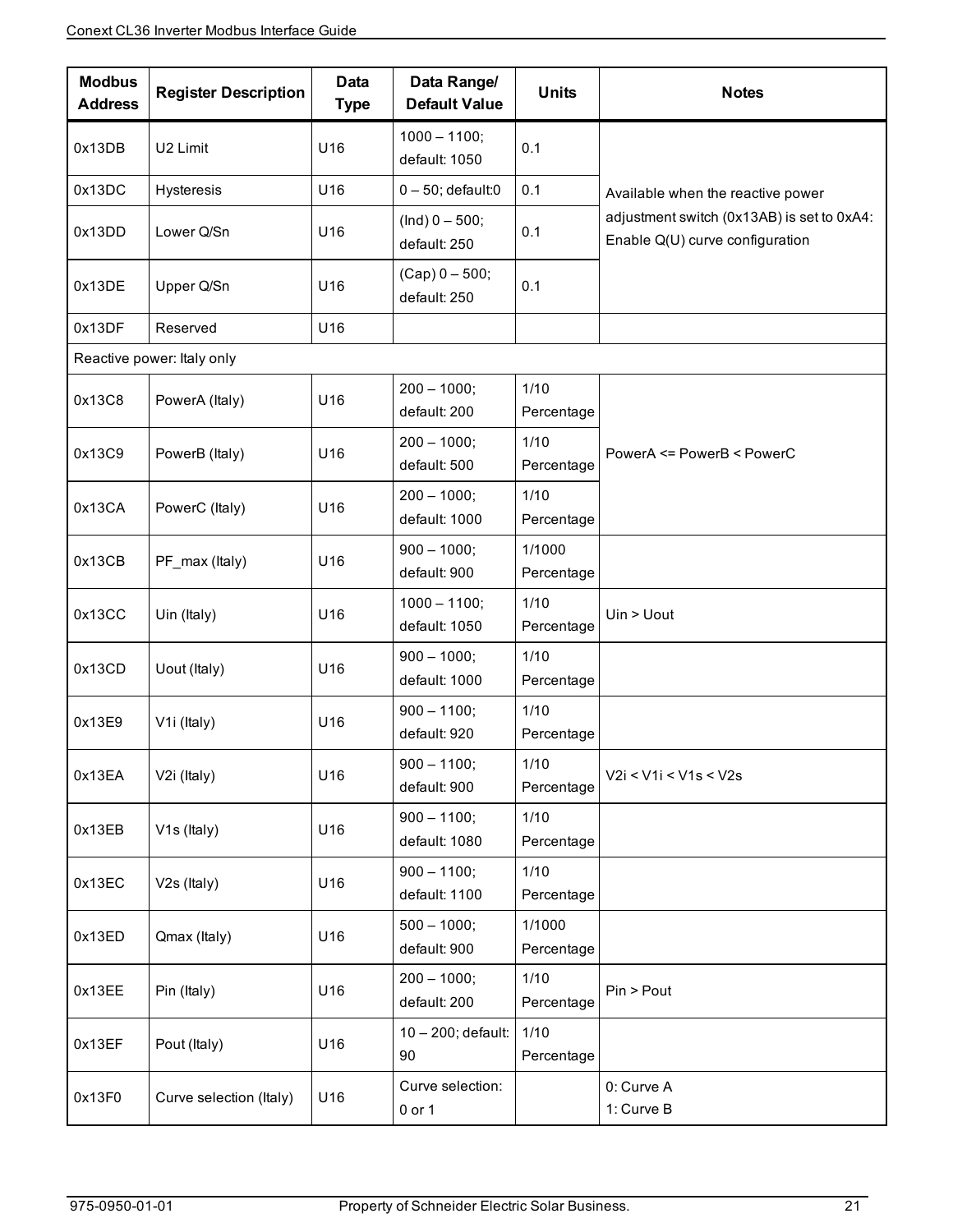| Modbus Address | Register Description | Data Type | Data Range/ Default Value | Units | Notes |
|---|---|---|---|---|---|
| 0x13DB | U2 Limit | U16 | 1000 – 1100; default: 1050 | 0.1 | Available when the reactive power adjustment switch (0x13AB) is set to 0xA4: Enable Q(U) curve configuration |
| 0x13DC | Hysteresis | U16 | 0 – 50; default:0 | 0.1 | |
| 0x13DD | Lower Q/Sn | U16 | (Ind) 0 – 500; default: 250 | 0.1 | |
| 0x13DE | Upper Q/Sn | U16 | (Cap) 0 – 500; default: 250 | 0.1 | |
| 0x13DF | Reserved | U16 | | | |
| Reactive power: Italy only | | | | | |
| 0x13C8 | PowerA (Italy) | U16 | 200 – 1000; default: 200 | 1/10 Percentage | PowerA <= PowerB < PowerC |
| 0x13C9 | PowerB (Italy) | U16 | 200 – 1000; default: 500 | 1/10 Percentage | |
| 0x13CA | PowerC (Italy) | U16 | 200 – 1000; default: 1000 | 1/10 Percentage | |
| 0x13CB | PF_max (Italy) | U16 | 900 – 1000; default: 900 | 1/1000 Percentage | |
| 0x13CC | Uin (Italy) | U16 | 1000 – 1100; default: 1050 | 1/10 Percentage | Uin > Uout |
| 0x13CD | Uout (Italy) | U16 | 900 – 1000; default: 1000 | 1/10 Percentage | |
| 0x13E9 | V1i (Italy) | U16 | 900 – 1100; default: 920 | 1/10 Percentage | |
| 0x13EA | V2i (Italy) | U16 | 900 – 1100; default: 900 | 1/10 Percentage | V2i < V1i < V1s < V2s |
| 0x13EB | V1s (Italy) | U16 | 900 – 1100; default: 1080 | 1/10 Percentage | |
| 0x13EC | V2s (Italy) | U16 | 900 – 1100; default: 1100 | 1/10 Percentage | |
| 0x13ED | Qmax (Italy) | U16 | 500 – 1000; default: 900 | 1/1000 Percentage | |
| 0x13EE | Pin (Italy) | U16 | 200 – 1000; default: 200 | 1/10 Percentage | Pin > Pout |
| 0x13EF | Pout (Italy) | U16 | 10 – 200; default: 90 | 1/10 Percentage | |
| 0x13F0 | Curve selection (Italy) | U16 | Curve selection: 0 or 1 | | 0: Curve A<br>1: Curve B |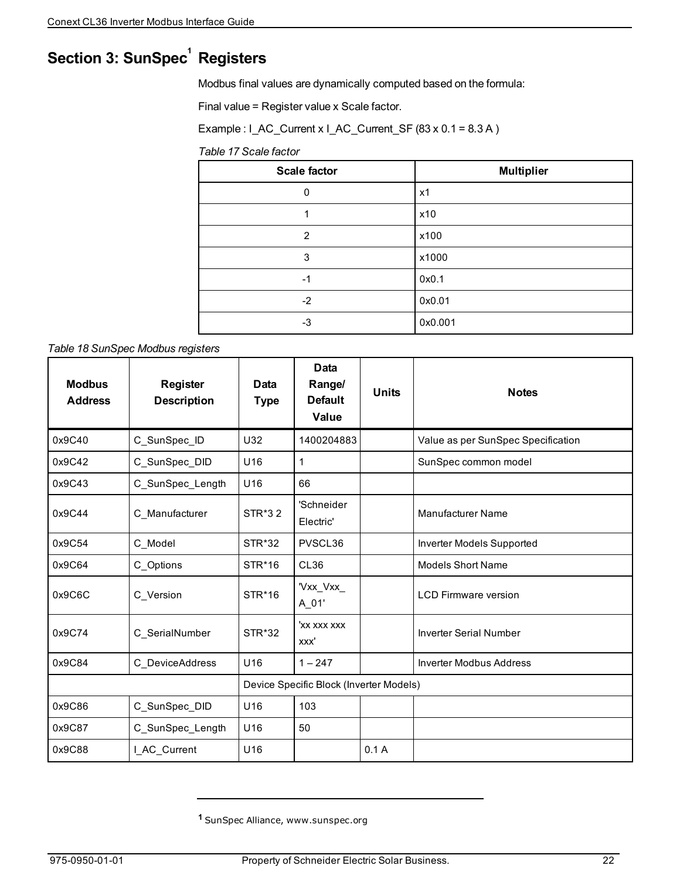# Section 3: SunSpec[1] Registers

Modbus final values are dynamically computed based on the formula:

Final value = Register value x Scale factor.

Example : I_AC_Current x I_AC_Current_SF (83 x 0.1 = 8.3 A )

*Table 17 Scale factor*

| Scale factor | Multiplier |
|---|---|
| 0 | x1 |
| 1 | x10 |
| 2 | x100 |
| 3 | x1000 |
| -1 | 0x0.1 |
| -2 | 0x0.01 |
| -3 | 0x0.001 |

*Table 18 SunSpec Modbus registers*

| Modbus Address | Register Description | Data Type | Data Range/ Default Value | Units | Notes |
|---|---|---|---|---|---|
| 0x9C40 | C_SunSpec_ID | U32 | 1400204883 | | Value as per SunSpec Specification |
| 0x9C42 | C_SunSpec_DID | U16 | 1 | | SunSpec common model |
| 0x9C43 | C_SunSpec_Length | U16 | 66 | | |
| 0x9C44 | C_Manufacturer | STR*3 2 | 'Schneider Electric' | | Manufacturer Name |
| 0x9C54 | C_Model | STR*32 | PVSCL36 | | Inverter Models Supported |
| 0x9C64 | C_Options | STR*16 | CL36 | | Models Short Name |
| 0x9C6C | C_Version | STR*16 | 'Vxx_Vxx_ A_01' | | LCD Firmware version |
| 0x9C74 | C_SerialNumber | STR*32 | 'xx xxx xxx xxx' | | Inverter Serial Number |
| 0x9C84 | C_DeviceAddress | U16 | 1 – 247 | | Inverter Modbus Address |
| | | Device Specific Block (Inverter Models) | | | |
| 0x9C86 | C_SunSpec_DID | U16 | 103 | | |
| 0x9C87 | C_SunSpec_Length | U16 | 50 | | |
| 0x9C88 | I_AC_Current | U16 | | 0.1 A | |

[1] SunSpec Alliance, www.sunspec.org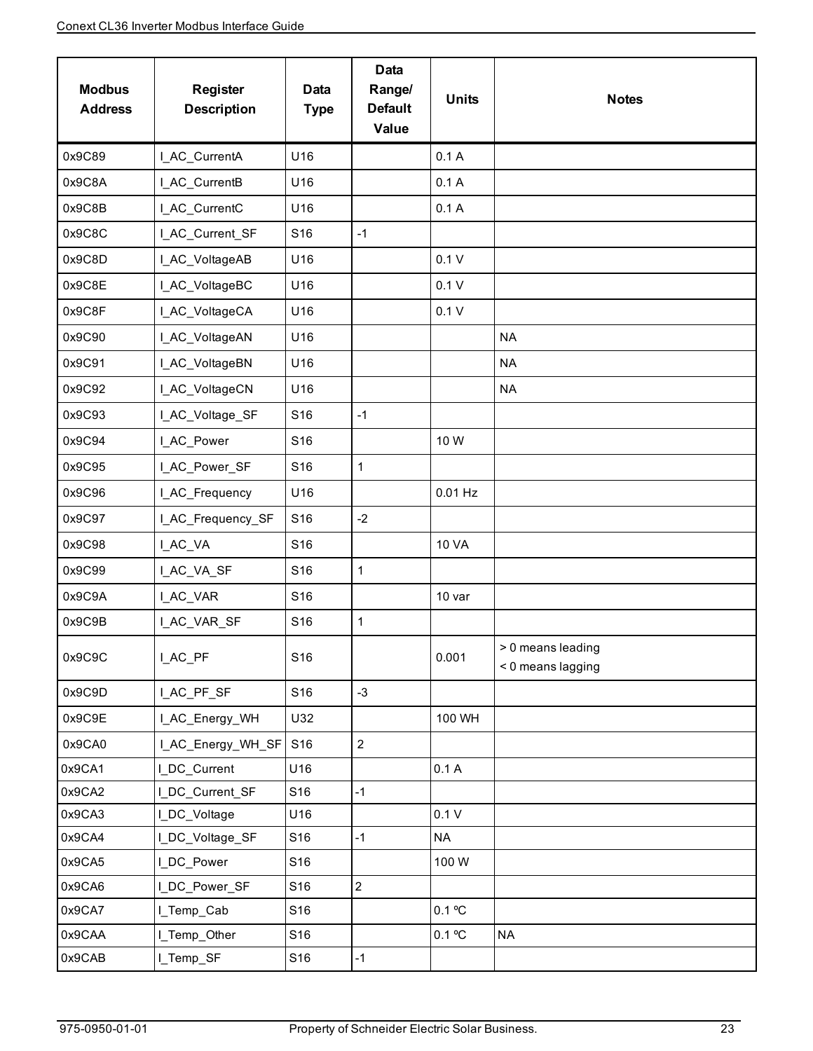| Modbus Address | Register Description | Data Type | Data Range/ Default Value | Units | Notes |
|---|---|---|---|---|---|
| 0x9C89 | I_AC_CurrentA | U16 | | 0.1 A | |
| 0x9C8A | I_AC_CurrentB | U16 | | 0.1 A | |
| 0x9C8B | I_AC_CurrentC | U16 | | 0.1 A | |
| 0x9C8C | I_AC_Current_SF | S16 | -1 | | |
| 0x9C8D | I_AC_VoltageAB | U16 | | 0.1 V | |
| 0x9C8E | I_AC_VoltageBC | U16 | | 0.1 V | |
| 0x9C8F | I_AC_VoltageCA | U16 | | 0.1 V | |
| 0x9C90 | I_AC_VoltageAN | U16 | | | NA |
| 0x9C91 | I_AC_VoltageBN | U16 | | | NA |
| 0x9C92 | I_AC_VoltageCN | U16 | | | NA |
| 0x9C93 | I_AC_Voltage_SF | S16 | -1 | | |
| 0x9C94 | I_AC_Power | S16 | | 10 W | |
| 0x9C95 | I_AC_Power_SF | S16 | 1 | | |
| 0x9C96 | I_AC_Frequency | U16 | | 0.01 Hz | |
| 0x9C97 | I_AC_Frequency_SF | S16 | -2 | | |
| 0x9C98 | I_AC_VA | S16 | | 10 VA | |
| 0x9C99 | I_AC_VA_SF | S16 | 1 | | |
| 0x9C9A | I_AC_VAR | S16 | | 10 var | |
| 0x9C9B | I_AC_VAR_SF | S16 | 1 | | |
| 0x9C9C | I_AC_PF | S16 | | 0.001 | > 0 means leading<br>< 0 means lagging |
| 0x9C9D | I_AC_PF_SF | S16 | -3 | | |
| 0x9C9E | I_AC_Energy_WH | U32 | | 100 WH | |
| 0x9CA0 | I_AC_Energy_WH_SF | S16 | 2 | | |
| 0x9CA1 | I_DC_Current | U16 | | 0.1 A | |
| 0x9CA2 | I_DC_Current_SF | S16 | -1 | | |
| 0x9CA3 | I_DC_Voltage | U16 | | 0.1 V | |
| 0x9CA4 | I_DC_Voltage_SF | S16 | -1 | NA | |
| 0x9CA5 | I_DC_Power | S16 | | 100 W | |
| 0x9CA6 | I_DC_Power_SF | S16 | 2 | | |
| 0x9CA7 | I_Temp_Cab | S16 | | 0.1 ºC | |
| 0x9CAA | I_Temp_Other | S16 | | 0.1 ºC | NA |
| 0x9CAB | I_Temp_SF | S16 | -1 | | |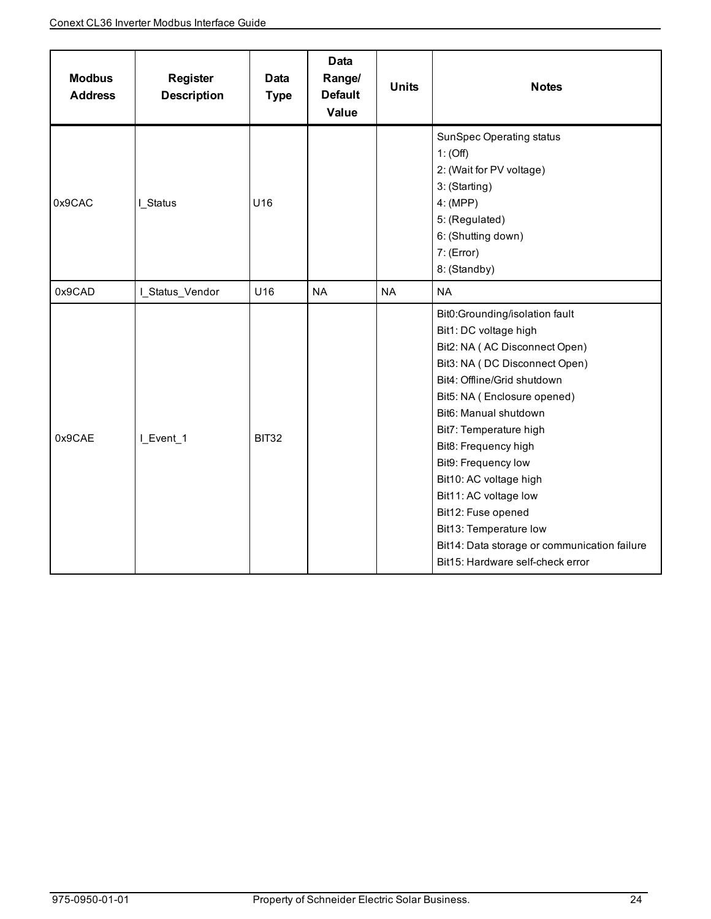| Modbus Address | Register Description | Data Type | Data Range/ Default Value | Units | Notes |
|---|---|---|---|---|---|
| 0x9CAC | I_Status | U16 | | | SunSpec Operating status<br>1: (Off)<br>2: (Wait for PV voltage)<br>3: (Starting)<br>4: (MPP)<br>5: (Regulated)<br>6: (Shutting down)<br>7: (Error)<br>8: (Standby) |
| 0x9CAD | I_Status_Vendor | U16 | NA | NA | NA |
| 0x9CAE | I_Event_1 | BIT32 | | | Bit0:Grounding/isolation fault<br>Bit1: DC voltage high<br>Bit2: NA ( AC Disconnect Open)<br>Bit3: NA ( DC Disconnect Open)<br>Bit4: Offline/Grid shutdown<br>Bit5: NA ( Enclosure opened)<br>Bit6: Manual shutdown<br>Bit7: Temperature high<br>Bit8: Frequency high<br>Bit9: Frequency low<br>Bit10: AC voltage high<br>Bit11: AC voltage low<br>Bit12: Fuse opened<br>Bit13: Temperature low<br>Bit14: Data storage or communication failure<br>Bit15: Hardware self-check error |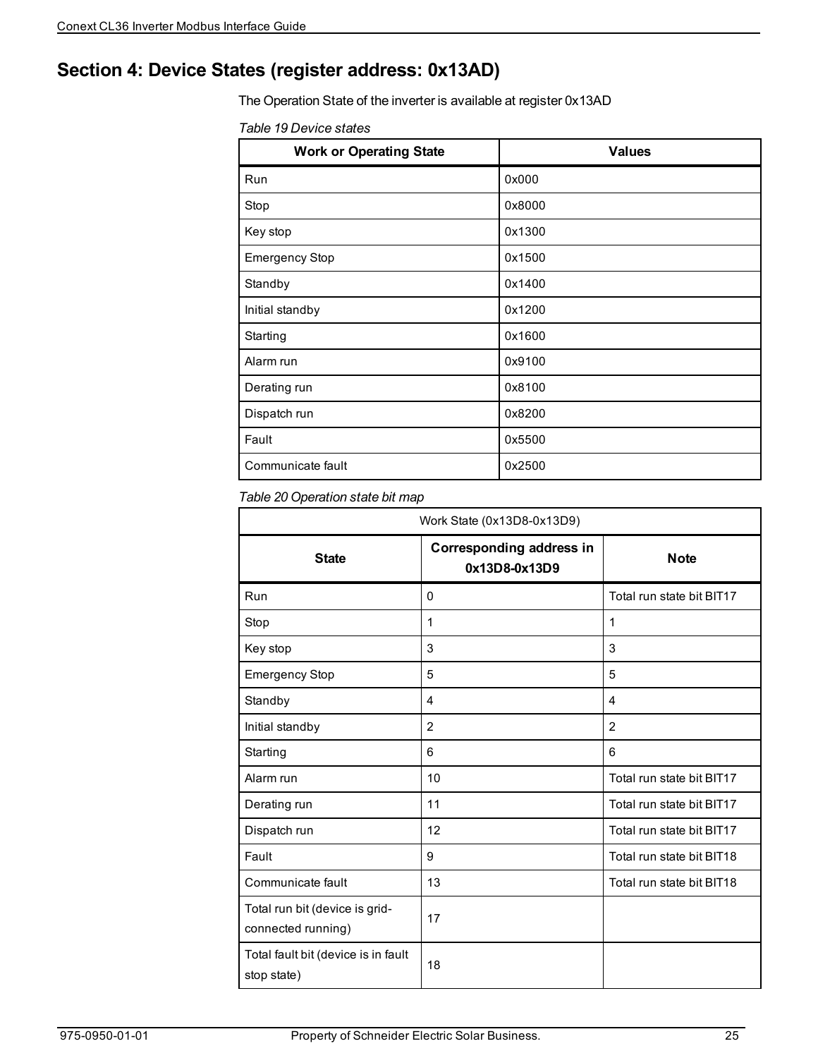# Section 4: Device States (register address: 0x13AD)

The Operation State of the inverter is available at register 0x13AD

*Table 19 Device states*

| Work or Operating State | Values |
|---|---|
| Run | 0x000 |
| Stop | 0x8000 |
| Key stop | 0x1300 |
| Emergency Stop | 0x1500 |
| Standby | 0x1400 |
| Initial standby | 0x1200 |
| Starting | 0x1600 |
| Alarm run | 0x9100 |
| Derating run | 0x8100 |
| Dispatch run | 0x8200 |
| Fault | 0x5500 |
| Communicate fault | 0x2500 |

*Table 20 Operation state bit map*

| Work State (0x13D8-0x13D9) | | |
|---|---|---|
| **State** | **Corresponding address in 0x13D8-0x13D9** | **Note** |
| Run | 0 | Total run state bit BIT17 |
| Stop | 1 | 1 |
| Key stop | 3 | 3 |
| Emergency Stop | 5 | 5 |
| Standby | 4 | 4 |
| Initial standby | 2 | 2 |
| Starting | 6 | 6 |
| Alarm run | 10 | Total run state bit BIT17 |
| Derating run | 11 | Total run state bit BIT17 |
| Dispatch run | 12 | Total run state bit BIT17 |
| Fault | 9 | Total run state bit BIT18 |
| Communicate fault | 13 | Total run state bit BIT18 |
| Total run bit (device is grid-connected running) | 17 | |
| Total fault bit (device is in fault stop state) | 18 | |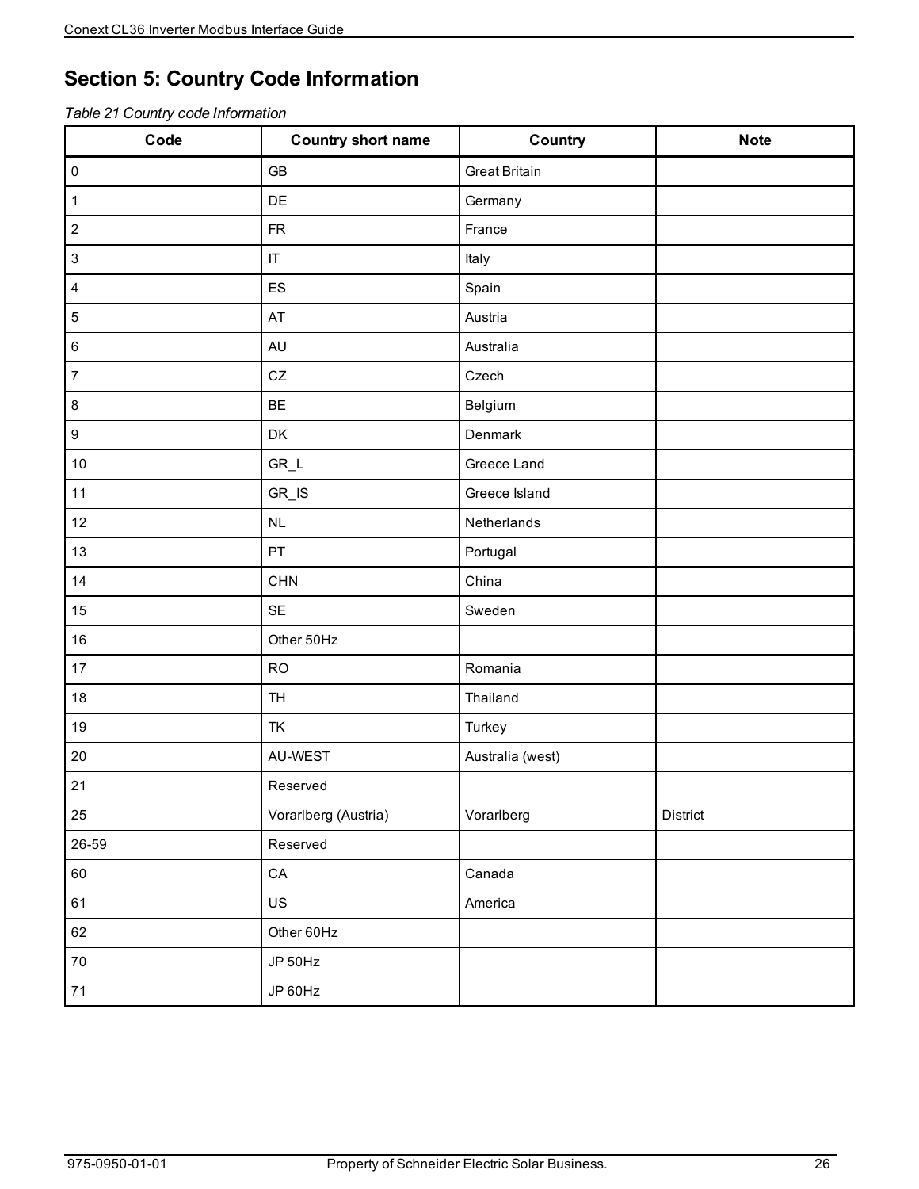# Section 5: Country Code Information

*Table 21 Country code Information*

| Code | Country short name | Country | Note |
|---|---|---|---|
| 0 | GB | Great Britain | |
| 1 | DE | Germany | |
| 2 | FR | France | |
| 3 | IT | Italy | |
| 4 | ES | Spain | |
| 5 | AT | Austria | |
| 6 | AU | Australia | |
| 7 | CZ | Czech | |
| 8 | BE | Belgium | |
| 9 | DK | Denmark | |
| 10 | GR_L | Greece Land | |
| 11 | GR_IS | Greece Island | |
| 12 | NL | Netherlands | |
| 13 | PT | Portugal | |
| 14 | CHN | China | |
| 15 | SE | Sweden | |
| 16 | Other 50Hz | | |
| 17 | RO | Romania | |
| 18 | TH | Thailand | |
| 19 | TK | Turkey | |
| 20 | AU-WEST | Australia (west) | |
| 21 | Reserved | | |
| 25 | Vorarlberg (Austria) | Vorarlberg | District |
| 26-59 | Reserved | | |
| 60 | CA | Canada | |
| 61 | US | America | |
| 62 | Other 60Hz | | |
| 70 | JP 50Hz | | |
| 71 | JP 60Hz | | |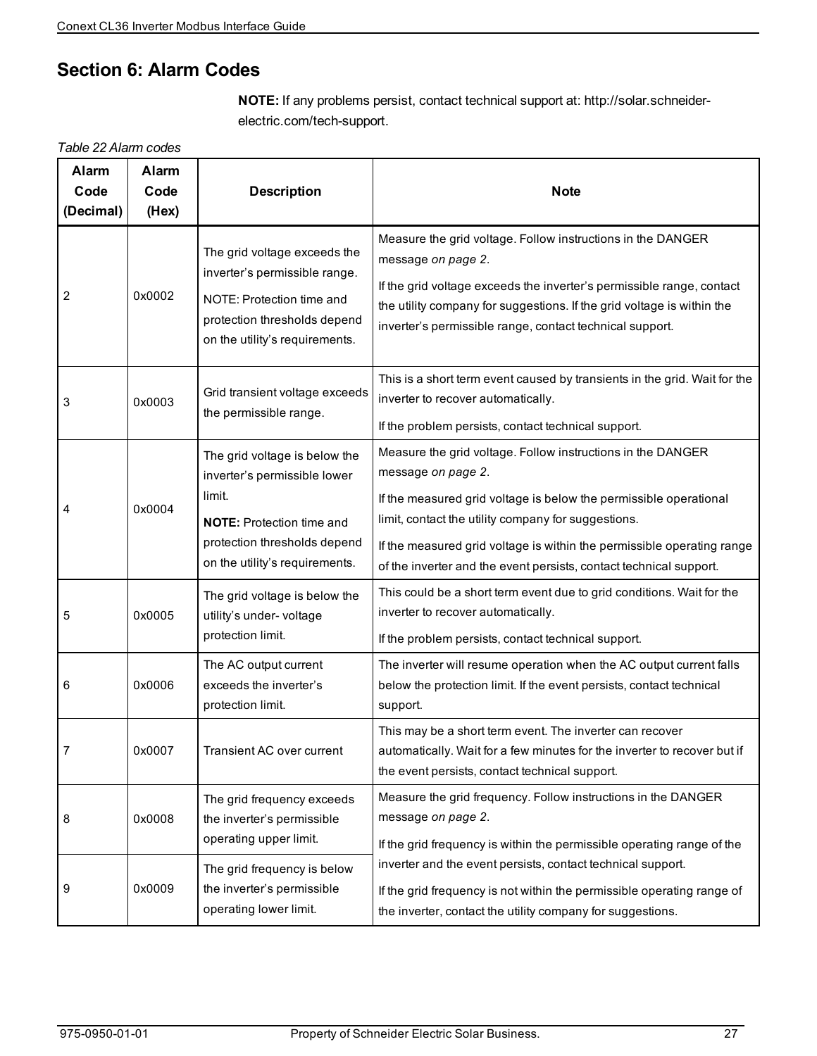# Section 6: Alarm Codes

**NOTE:** If any problems persist, contact technical support at: http://solar.schneider-electric.com/tech-support.

*Table 22 Alarm codes*

| Alarm Code (Decimal) | Alarm Code (Hex) | Description | Note |
|---|---|---|---|
| 2 | 0x0002 | The grid voltage exceeds the inverter's permissible range.<br>NOTE: Protection time and protection thresholds depend on the utility's requirements. | Measure the grid voltage. Follow instructions in the DANGER message *on page 2*.<br>If the grid voltage exceeds the inverter's permissible range, contact the utility company for suggestions. If the grid voltage is within the inverter's permissible range, contact technical support. |
| 3 | 0x0003 | Grid transient voltage exceeds the permissible range. | This is a short term event caused by transients in the grid. Wait for the inverter to recover automatically.<br>If the problem persists, contact technical support. |
| 4 | 0x0004 | The grid voltage is below the inverter's permissible lower limit.<br>**NOTE:** Protection time and protection thresholds depend on the utility's requirements. | Measure the grid voltage. Follow instructions in the DANGER message *on page 2*.<br>If the measured grid voltage is below the permissible operational limit, contact the utility company for suggestions.<br>If the measured grid voltage is within the permissible operating range of the inverter and the event persists, contact technical support. |
| 5 | 0x0005 | The grid voltage is below the utility's under- voltage protection limit. | This could be a short term event due to grid conditions. Wait for the inverter to recover automatically.<br>If the problem persists, contact technical support. |
| 6 | 0x0006 | The AC output current exceeds the inverter's protection limit. | The inverter will resume operation when the AC output current falls below the protection limit. If the event persists, contact technical support. |
| 7 | 0x0007 | Transient AC over current | This may be a short term event. The inverter can recover automatically. Wait for a few minutes for the inverter to recover but if the event persists, contact technical support. |
| 8 | 0x0008 | The grid frequency exceeds the inverter's permissible operating upper limit. | Measure the grid frequency. Follow instructions in the DANGER message *on page 2*.<br>If the grid frequency is within the permissible operating range of the inverter and the event persists, contact technical support.<br>If the grid frequency is not within the permissible operating range of the inverter, contact the utility company for suggestions. |
| 9 | 0x0009 | The grid frequency is below the inverter's permissible operating lower limit. | |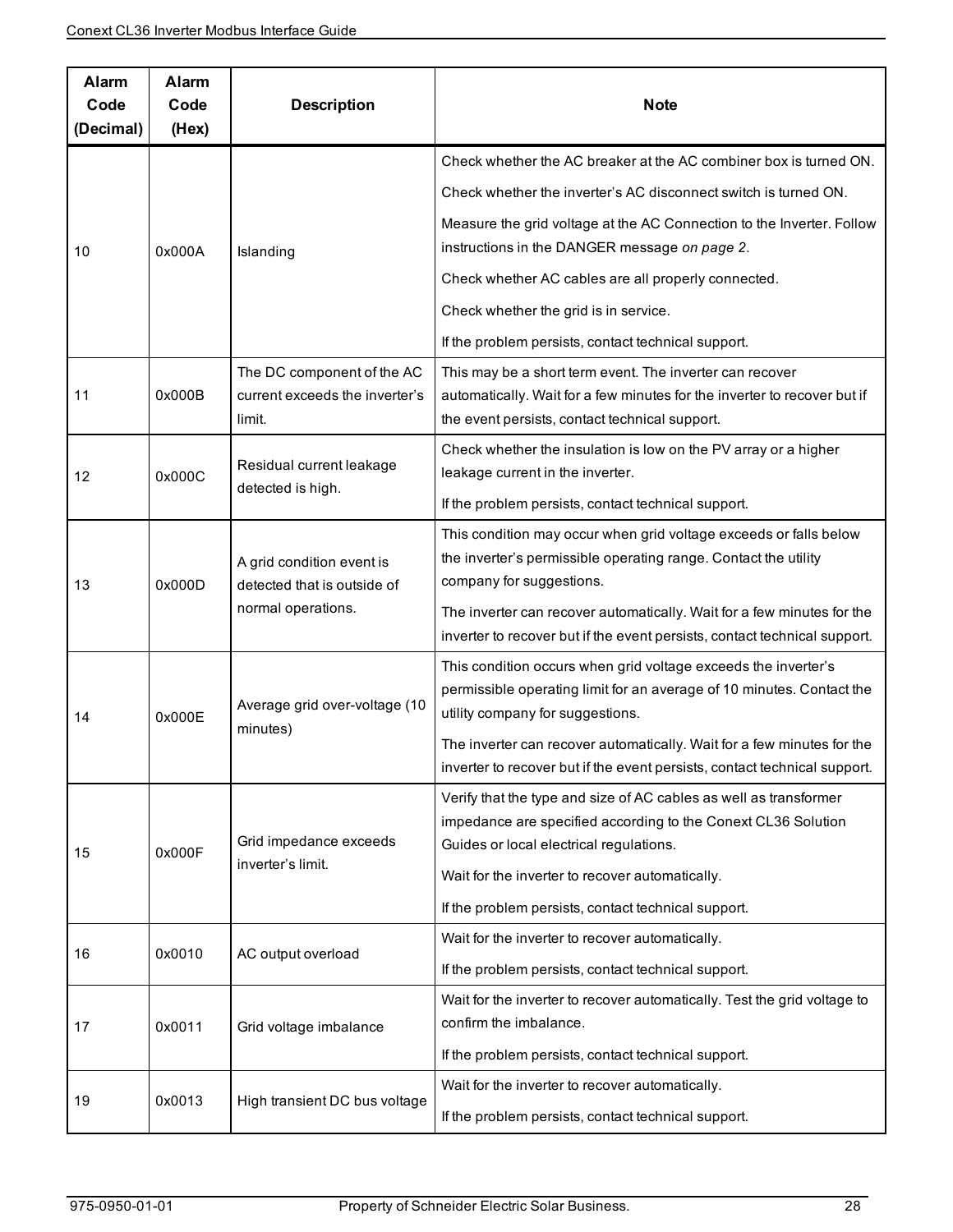| Alarm Code (Decimal) | Alarm Code (Hex) | Description | Note |
|---|---|---|---|
| 10 | 0x000A | Islanding | Check whether the AC breaker at the AC combiner box is turned ON.<br><br>Check whether the inverter's AC disconnect switch is turned ON.<br><br>Measure the grid voltage at the AC Connection to the Inverter. Follow instructions in the DANGER message *on page 2*.<br><br>Check whether AC cables are all properly connected.<br><br>Check whether the grid is in service.<br><br>If the problem persists, contact technical support. |
| 11 | 0x000B | The DC component of the AC current exceeds the inverter's limit. | This may be a short term event. The inverter can recover automatically. Wait for a few minutes for the inverter to recover but if the event persists, contact technical support. |
| 12 | 0x000C | Residual current leakage detected is high. | Check whether the insulation is low on the PV array or a higher leakage current in the inverter.<br><br>If the problem persists, contact technical support. |
| 13 | 0x000D | A grid condition event is detected that is outside of normal operations. | This condition may occur when grid voltage exceeds or falls below the inverter's permissible operating range. Contact the utility company for suggestions.<br><br>The inverter can recover automatically. Wait for a few minutes for the inverter to recover but if the event persists, contact technical support. |
| 14 | 0x000E | Average grid over-voltage (10 minutes) | This condition occurs when grid voltage exceeds the inverter's permissible operating limit for an average of 10 minutes. Contact the utility company for suggestions.<br><br>The inverter can recover automatically. Wait for a few minutes for the inverter to recover but if the event persists, contact technical support. |
| 15 | 0x000F | Grid impedance exceeds inverter's limit. | Verify that the type and size of AC cables as well as transformer impedance are specified according to the Conext CL36 Solution Guides or local electrical regulations.<br><br>Wait for the inverter to recover automatically.<br><br>If the problem persists, contact technical support. |
| 16 | 0x0010 | AC output overload | Wait for the inverter to recover automatically.<br><br>If the problem persists, contact technical support. |
| 17 | 0x0011 | Grid voltage imbalance | Wait for the inverter to recover automatically. Test the grid voltage to confirm the imbalance.<br><br>If the problem persists, contact technical support. |
| 19 | 0x0013 | High transient DC bus voltage | Wait for the inverter to recover automatically.<br><br>If the problem persists, contact technical support. |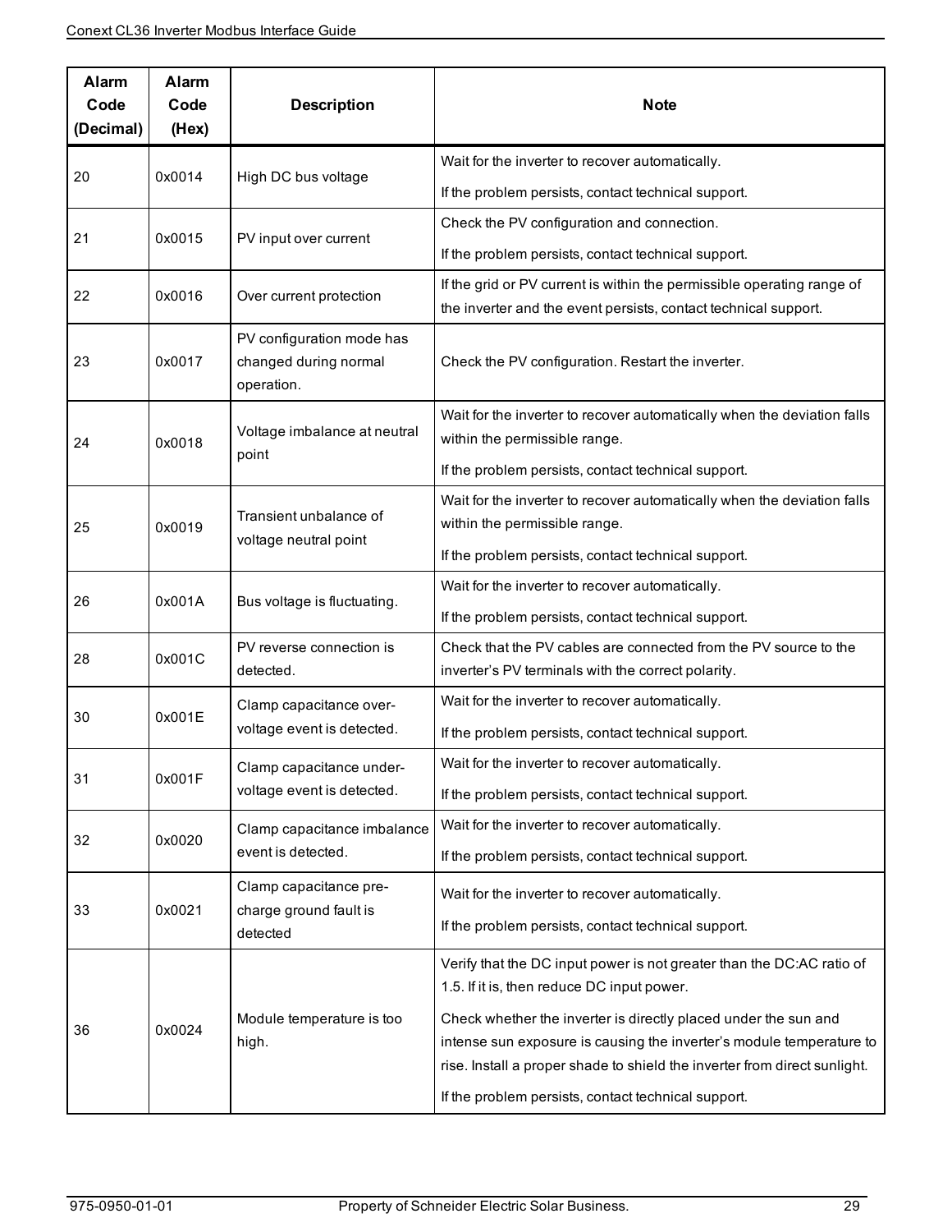| Alarm Code (Decimal) | Alarm Code (Hex) | Description | Note |
|---|---|---|---|
| 20 | 0x0014 | High DC bus voltage | Wait for the inverter to recover automatically.<br>If the problem persists, contact technical support. |
| 21 | 0x0015 | PV input over current | Check the PV configuration and connection.<br>If the problem persists, contact technical support. |
| 22 | 0x0016 | Over current protection | If the grid or PV current is within the permissible operating range of the inverter and the event persists, contact technical support. |
| 23 | 0x0017 | PV configuration mode has changed during normal operation. | Check the PV configuration. Restart the inverter. |
| 24 | 0x0018 | Voltage imbalance at neutral point | Wait for the inverter to recover automatically when the deviation falls within the permissible range.<br>If the problem persists, contact technical support. |
| 25 | 0x0019 | Transient unbalance of voltage neutral point | Wait for the inverter to recover automatically when the deviation falls within the permissible range.<br>If the problem persists, contact technical support. |
| 26 | 0x001A | Bus voltage is fluctuating. | Wait for the inverter to recover automatically.<br>If the problem persists, contact technical support. |
| 28 | 0x001C | PV reverse connection is detected. | Check that the PV cables are connected from the PV source to the inverter's PV terminals with the correct polarity. |
| 30 | 0x001E | Clamp capacitance over-voltage event is detected. | Wait for the inverter to recover automatically.<br>If the problem persists, contact technical support. |
| 31 | 0x001F | Clamp capacitance under-voltage event is detected. | Wait for the inverter to recover automatically.<br>If the problem persists, contact technical support. |
| 32 | 0x0020 | Clamp capacitance imbalance event is detected. | Wait for the inverter to recover automatically.<br>If the problem persists, contact technical support. |
| 33 | 0x0021 | Clamp capacitance pre-charge ground fault is detected | Wait for the inverter to recover automatically.<br>If the problem persists, contact technical support. |
| 36 | 0x0024 | Module temperature is too high. | Verify that the DC input power is not greater than the DC:AC ratio of 1.5. If it is, then reduce DC input power.<br>Check whether the inverter is directly placed under the sun and intense sun exposure is causing the inverter's module temperature to rise. Install a proper shade to shield the inverter from direct sunlight.<br>If the problem persists, contact technical support. |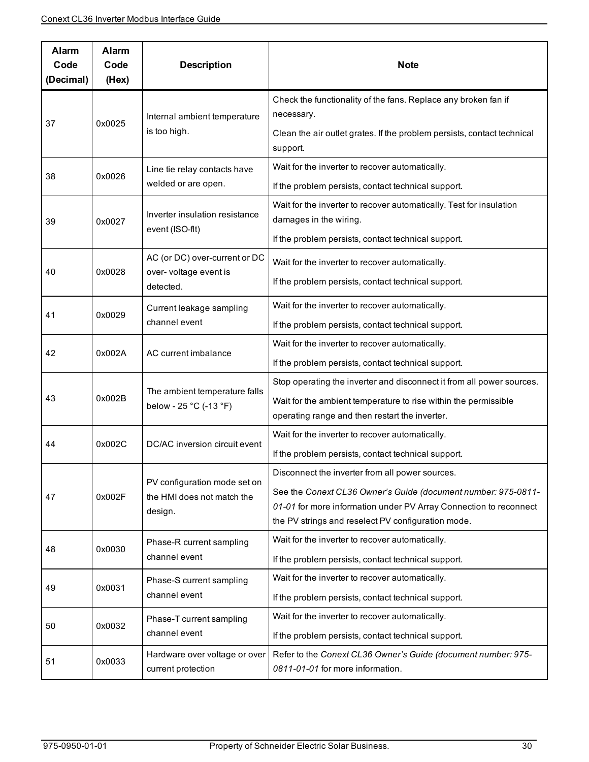| Alarm Code (Decimal) | Alarm Code (Hex) | Description | Note |
|---|---|---|---|
| 37 | 0x0025 | Internal ambient temperature is too high. | Check the functionality of the fans. Replace any broken fan if necessary.<br>Clean the air outlet grates. If the problem persists, contact technical support. |
| 38 | 0x0026 | Line tie relay contacts have welded or are open. | Wait for the inverter to recover automatically.<br>If the problem persists, contact technical support. |
| 39 | 0x0027 | Inverter insulation resistance event (ISO-flt) | Wait for the inverter to recover automatically. Test for insulation damages in the wiring.<br>If the problem persists, contact technical support. |
| 40 | 0x0028 | AC (or DC) over-current or DC over- voltage event is detected. | Wait for the inverter to recover automatically.<br>If the problem persists, contact technical support. |
| 41 | 0x0029 | Current leakage sampling channel event | Wait for the inverter to recover automatically.<br>If the problem persists, contact technical support. |
| 42 | 0x002A | AC current imbalance | Wait for the inverter to recover automatically.<br>If the problem persists, contact technical support. |
| 43 | 0x002B | The ambient temperature falls below - 25 °C (-13 °F) | Stop operating the inverter and disconnect it from all power sources.<br>Wait for the ambient temperature to rise within the permissible operating range and then restart the inverter. |
| 44 | 0x002C | DC/AC inversion circuit event | Wait for the inverter to recover automatically.<br>If the problem persists, contact technical support. |
| 47 | 0x002F | PV configuration mode set on the HMI does not match the design. | Disconnect the inverter from all power sources.<br>See the *Conext CL36 Owner's Guide (document number: 975-0811-01-01* for more information under PV Array Connection to reconnect the PV strings and reselect PV configuration mode. |
| 48 | 0x0030 | Phase-R current sampling channel event | Wait for the inverter to recover automatically.<br>If the problem persists, contact technical support. |
| 49 | 0x0031 | Phase-S current sampling channel event | Wait for the inverter to recover automatically.<br>If the problem persists, contact technical support. |
| 50 | 0x0032 | Phase-T current sampling channel event | Wait for the inverter to recover automatically.<br>If the problem persists, contact technical support. |
| 51 | 0x0033 | Hardware over voltage or over current protection | Refer to the *Conext CL36 Owner's Guide (document number: 975-0811-01-01* for more information. |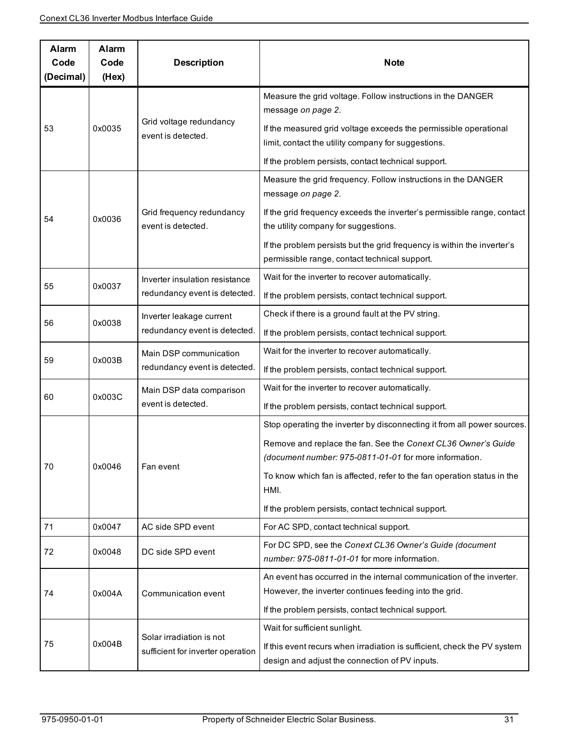| Alarm Code (Decimal) | Alarm Code (Hex) | Description | Note |
|---|---|---|---|
| 53 | 0x0035 | Grid voltage redundancy event is detected. | Measure the grid voltage. Follow instructions in the DANGER message *on page 2*.<br>If the measured grid voltage exceeds the permissible operational limit, contact the utility company for suggestions.<br>If the problem persists, contact technical support. |
| 54 | 0x0036 | Grid frequency redundancy event is detected. | Measure the grid frequency. Follow instructions in the DANGER message *on page 2*.<br>If the grid frequency exceeds the inverter's permissible range, contact the utility company for suggestions.<br>If the problem persists but the grid frequency is within the inverter's permissible range, contact technical support. |
| 55 | 0x0037 | Inverter insulation resistance redundancy event is detected. | Wait for the inverter to recover automatically.<br>If the problem persists, contact technical support. |
| 56 | 0x0038 | Inverter leakage current redundancy event is detected. | Check if there is a ground fault at the PV string.<br>If the problem persists, contact technical support. |
| 59 | 0x003B | Main DSP communication redundancy event is detected. | Wait for the inverter to recover automatically.<br>If the problem persists, contact technical support. |
| 60 | 0x003C | Main DSP data comparison event is detected. | Wait for the inverter to recover automatically.<br>If the problem persists, contact technical support. |
| 70 | 0x0046 | Fan event | Stop operating the inverter by disconnecting it from all power sources.<br>Remove and replace the fan. See the *Conext CL36 Owner's Guide (document number: 975-0811-01-01* for more information.<br>To know which fan is affected, refer to the fan operation status in the HMI.<br>If the problem persists, contact technical support. |
| 71 | 0x0047 | AC side SPD event | For AC SPD, contact technical support. |
| 72 | 0x0048 | DC side SPD event | For DC SPD, see the *Conext CL36 Owner's Guide (document number: 975-0811-01-01* for more information. |
| 74 | 0x004A | Communication event | An event has occurred in the internal communication of the inverter. However, the inverter continues feeding into the grid.<br>If the problem persists, contact technical support. |
| 75 | 0x004B | Solar irradiation is not sufficient for inverter operation | Wait for sufficient sunlight.<br>If this event recurs when irradiation is sufficient, check the PV system design and adjust the connection of PV inputs. |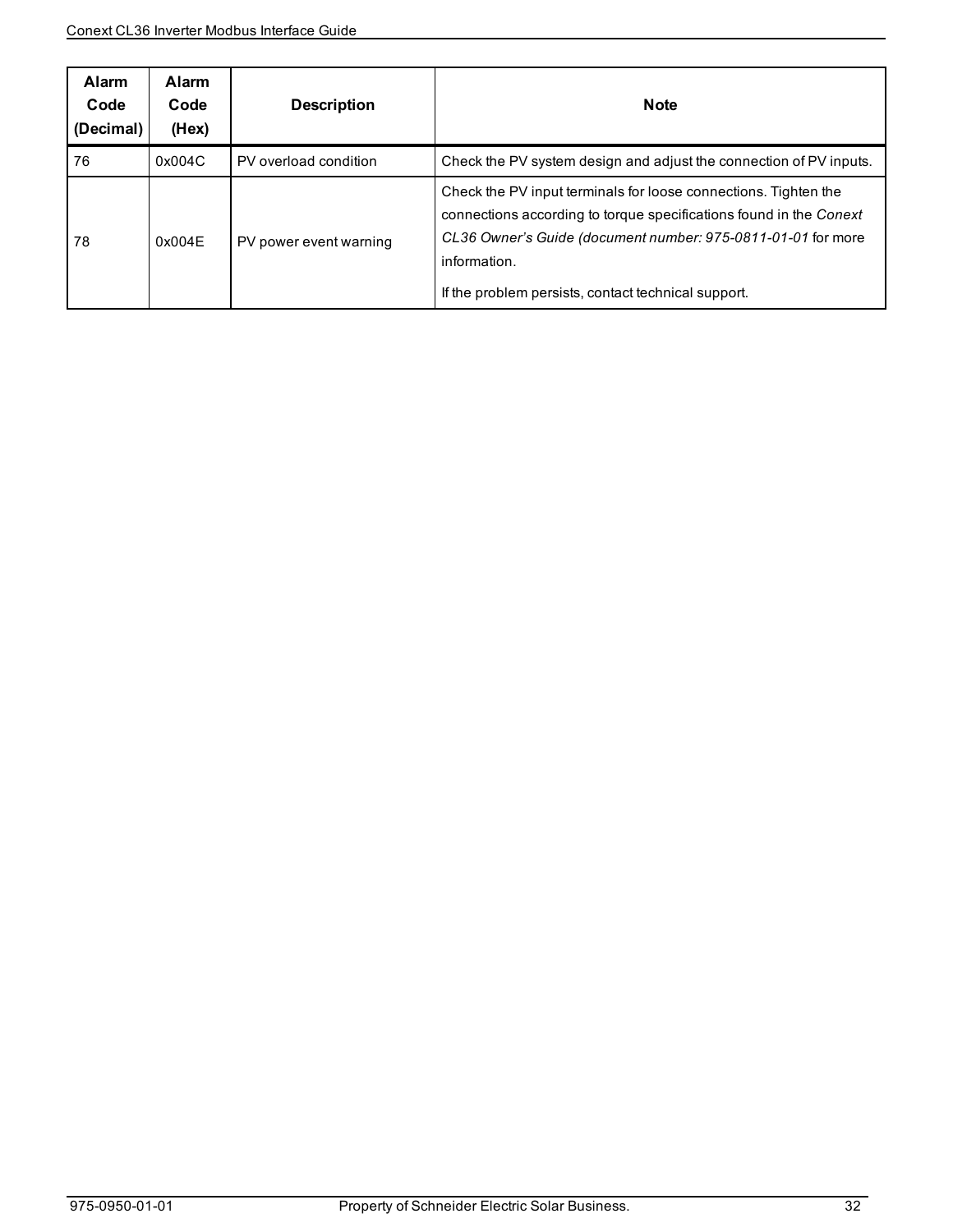| Alarm Code (Decimal) | Alarm Code (Hex) | Description | Note |
|---|---|---|---|
| 76 | 0x004C | PV overload condition | Check the PV system design and adjust the connection of PV inputs. |
| 78 | 0x004E | PV power event warning | Check the PV input terminals for loose connections. Tighten the connections according to torque specifications found in the *Conext CL36 Owner's Guide (document number: 975-0811-01-01* for more information.<br><br>If the problem persists, contact technical support. |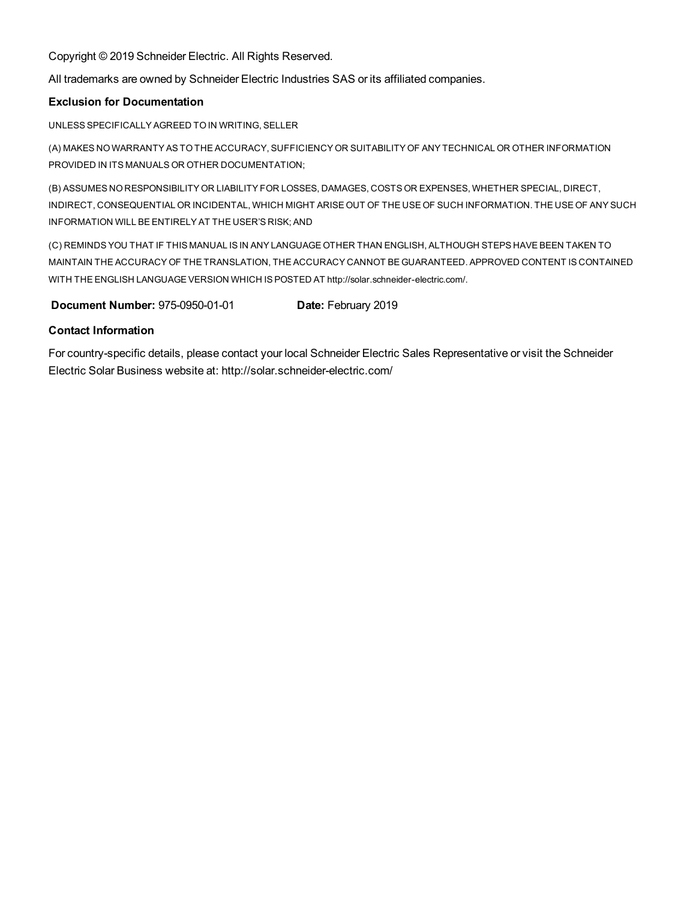Copyright © 2019 Schneider Electric. All Rights Reserved.

All trademarks are owned by Schneider Electric Industries SAS or its affiliated companies.

### Exclusion for Documentation

UNLESS SPECIFICALLY AGREED TO IN WRITING, SELLER

(A) MAKES NO WARRANTY AS TO THE ACCURACY, SUFFICIENCY OR SUITABILITY OF ANY TECHNICAL OR OTHER INFORMATION PROVIDED IN ITS MANUALS OR OTHER DOCUMENTATION;

(B) ASSUMES NO RESPONSIBILITY OR LIABILITY FOR LOSSES, DAMAGES, COSTS OR EXPENSES, WHETHER SPECIAL, DIRECT, INDIRECT, CONSEQUENTIAL OR INCIDENTAL, WHICH MIGHT ARISE OUT OF THE USE OF SUCH INFORMATION. THE USE OF ANY SUCH INFORMATION WILL BE ENTIRELY AT THE USER'S RISK; AND

(C) REMINDS YOU THAT IF THIS MANUAL IS IN ANY LANGUAGE OTHER THAN ENGLISH, ALTHOUGH STEPS HAVE BEEN TAKEN TO MAINTAIN THE ACCURACY OF THE TRANSLATION, THE ACCURACY CANNOT BE GUARANTEED. APPROVED CONTENT IS CONTAINED WITH THE ENGLISH LANGUAGE VERSION WHICH IS POSTED AT http://solar.schneider-electric.com/.

**Document Number:** 975-0950-01-01 **Date:** February 2019

### Contact Information

For country-specific details, please contact your local Schneider Electric Sales Representative or visit the Schneider Electric Solar Business website at: http://solar.schneider-electric.com/